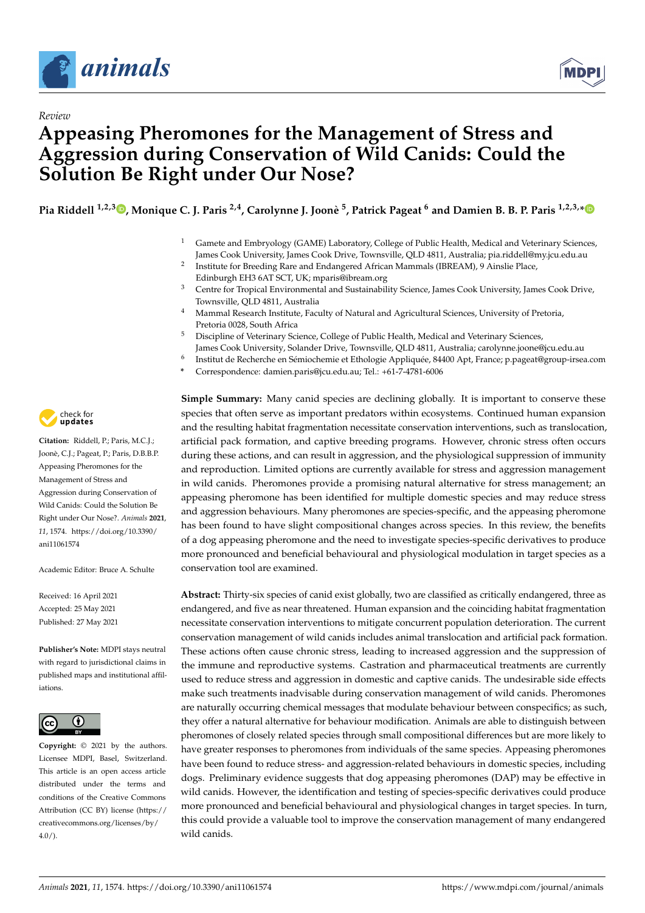*Review*

# Appeasing Pheromones for the Management of Stress and Aggression during Conservation of Wild Canids: Could the Solution Be Right under Our Nose?

**Pia Riddell [1,2,3], Monique C. J. Paris [2,4], Carolynne J. Joonè [5], Patrick Pageat [6] and Damien B. B. P. Paris [1,2,3,*]**

1. Gamete and Embryology (GAME) Laboratory, College of Public Health, Medical and Veterinary Sciences, James Cook University, James Cook Drive, Townsville, QLD 4811, Australia; pia.riddell@my.jcu.edu.au
2. Institute for Breeding Rare and Endangered African Mammals (IBREAM), 9 Ainslie Place, Edinburgh EH3 6AT SCT, UK; mparis@ibream.org
3. Centre for Tropical Environmental and Sustainability Science, James Cook University, James Cook Drive, Townsville, QLD 4811, Australia
4. Mammal Research Institute, Faculty of Natural and Agricultural Sciences, University of Pretoria, Pretoria 0028, South Africa
5. Discipline of Veterinary Science, College of Public Health, Medical and Veterinary Sciences, James Cook University, Solander Drive, Townsville, QLD 4811, Australia; carolynne.joone@jcu.edu.au
6. Institut de Recherche en Sémiochemie et Ethologie Appliquée, 84400 Apt, France; p.pageat@group-irsea.com

\* Correspondence: damien.paris@jcu.edu.au; Tel.: +61-7-4781-6006

**Citation:** Riddell, P.; Paris, M.C.J.; Joonè, C.J.; Pageat, P.; Paris, D.B.B.P. Appeasing Pheromones for the Management of Stress and Aggression during Conservation of Wild Canids: Could the Solution Be Right under Our Nose?. *Animals* **2021**, *11*, 1574. https://doi.org/10.3390/ani11061574

Academic Editor: Bruce A. Schulte

Received: 16 April 2021
Accepted: 25 May 2021
Published: 27 May 2021

**Publisher's Note:** MDPI stays neutral with regard to jurisdictional claims in published maps and institutional affiliations.

**Copyright:** © 2021 by the authors. Licensee MDPI, Basel, Switzerland. This article is an open access article distributed under the terms and conditions of the Creative Commons Attribution (CC BY) license (https://creativecommons.org/licenses/by/4.0/).

**Simple Summary:** Many canid species are declining globally. It is important to conserve these species that often serve as important predators within ecosystems. Continued human expansion and the resulting habitat fragmentation necessitate conservation interventions, such as translocation, artificial pack formation, and captive breeding programs. However, chronic stress often occurs during these actions, and can result in aggression, and the physiological suppression of immunity and reproduction. Limited options are currently available for stress and aggression management in wild canids. Pheromones provide a promising natural alternative for stress management; an appeasing pheromone has been identified for multiple domestic species and may reduce stress and aggression behaviours. Many pheromones are species-specific, and the appeasing pheromone has been found to have slight compositional changes across species. In this review, the benefits of a dog appeasing pheromone and the need to investigate species-specific derivatives to produce more pronounced and beneficial behavioural and physiological modulation in target species as a conservation tool are examined.

**Abstract:** Thirty-six species of canid exist globally, two are classified as critically endangered, three as endangered, and five as near threatened. Human expansion and the coinciding habitat fragmentation necessitate conservation interventions to mitigate concurrent population deterioration. The current conservation management of wild canids includes animal translocation and artificial pack formation. These actions often cause chronic stress, leading to increased aggression and the suppression of the immune and reproductive systems. Castration and pharmaceutical treatments are currently used to reduce stress and aggression in domestic and captive canids. The undesirable side effects make such treatments inadvisable during conservation management of wild canids. Pheromones are naturally occurring chemical messages that modulate behaviour between conspecifics; as such, they offer a natural alternative for behaviour modification. Animals are able to distinguish between pheromones of closely related species through small compositional differences but are more likely to have greater responses to pheromones from individuals of the same species. Appeasing pheromones have been found to reduce stress- and aggression-related behaviours in domestic species, including dogs. Preliminary evidence suggests that dog appeasing pheromones (DAP) may be effective in wild canids. However, the identification and testing of species-specific derivatives could produce more pronounced and beneficial behavioural and physiological changes in target species. In turn, this could provide a valuable tool to improve the conservation management of many endangered wild canids.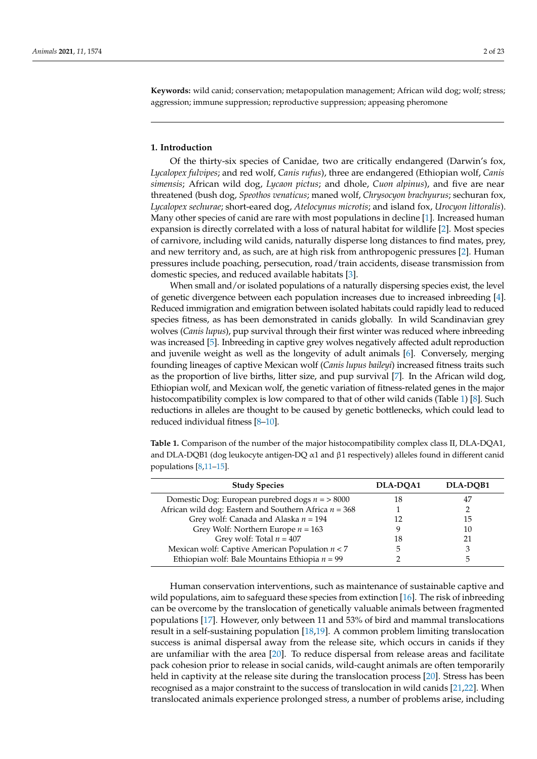**Keywords:** wild canid; conservation; metapopulation management; African wild dog; wolf; stress; aggression; immune suppression; reproductive suppression; appeasing pheromone

## 1. Introduction

Of the thirty-six species of Canidae, two are critically endangered (Darwin's fox, *Lycalopex fulvipes*; and red wolf, *Canis rufus*), three are endangered (Ethiopian wolf, *Canis simensis*; African wild dog, *Lycaon pictus*; and dhole, *Cuon alpinus*), and five are near threatened (bush dog, *Speothos venaticus*; maned wolf, *Chrysocyon brachyurus*; sechuran fox, *Lycalopex sechurae*; short-eared dog, *Atelocynus microtis*; and island fox, *Urocyon littoralis*). Many other species of canid are rare with most populations in decline [1]. Increased human expansion is directly correlated with a loss of natural habitat for wildlife [2]. Most species of carnivore, including wild canids, naturally disperse long distances to find mates, prey, and new territory and, as such, are at high risk from anthropogenic pressures [2]. Human pressures include poaching, persecution, road/train accidents, disease transmission from domestic species, and reduced available habitats [3].

When small and/or isolated populations of a naturally dispersing species exist, the level of genetic divergence between each population increases due to increased inbreeding [4]. Reduced immigration and emigration between isolated habitats could rapidly lead to reduced species fitness, as has been demonstrated in canids globally. In wild Scandinavian grey wolves (*Canis lupus*), pup survival through their first winter was reduced where inbreeding was increased [5]. Inbreeding in captive grey wolves negatively affected adult reproduction and juvenile weight as well as the longevity of adult animals [6]. Conversely, merging founding lineages of captive Mexican wolf (*Canis lupus baileyi*) increased fitness traits such as the proportion of live births, litter size, and pup survival [7]. In the African wild dog, Ethiopian wolf, and Mexican wolf, the genetic variation of fitness-related genes in the major histocompatibility complex is low compared to that of other wild canids (Table 1) [8]. Such reductions in alleles are thought to be caused by genetic bottlenecks, which could lead to reduced individual fitness [8–10].

**Table 1.** Comparison of the number of the major histocompatibility complex class II, DLA-DQA1, and DLA-DQB1 (dog leukocyte antigen-DQ α1 and β1 respectively) alleles found in different canid populations [8,11–15].

| Study Species | DLA-DQA1 | DLA-DQB1 |
|---|---|---|
| Domestic Dog: European purebred dogs $n$ = > 8000 | 18 | 47 |
| African wild dog: Eastern and Southern Africa $n$ = 368 | 1 | 2 |
| Grey wolf: Canada and Alaska $n$ = 194 | 12 | 15 |
| Grey Wolf: Northern Europe $n$ = 163 | 9 | 10 |
| Grey wolf: Total $n$ = 407 | 18 | 21 |
| Mexican wolf: Captive American Population $n$ < 7 | 5 | 3 |
| Ethiopian wolf: Bale Mountains Ethiopia $n$ = 99 | 2 | 5 |

Human conservation interventions, such as maintenance of sustainable captive and wild populations, aim to safeguard these species from extinction [16]. The risk of inbreeding can be overcome by the translocation of genetically valuable animals between fragmented populations [17]. However, only between 11 and 53% of bird and mammal translocations result in a self-sustaining population [18,19]. A common problem limiting translocation success is animal dispersal away from the release site, which occurs in canids if they are unfamiliar with the area [20]. To reduce dispersal from release areas and facilitate pack cohesion prior to release in social canids, wild-caught animals are often temporarily held in captivity at the release site during the translocation process [20]. Stress has been recognised as a major constraint to the success of translocation in wild canids [21,22]. When translocated animals experience prolonged stress, a number of problems arise, including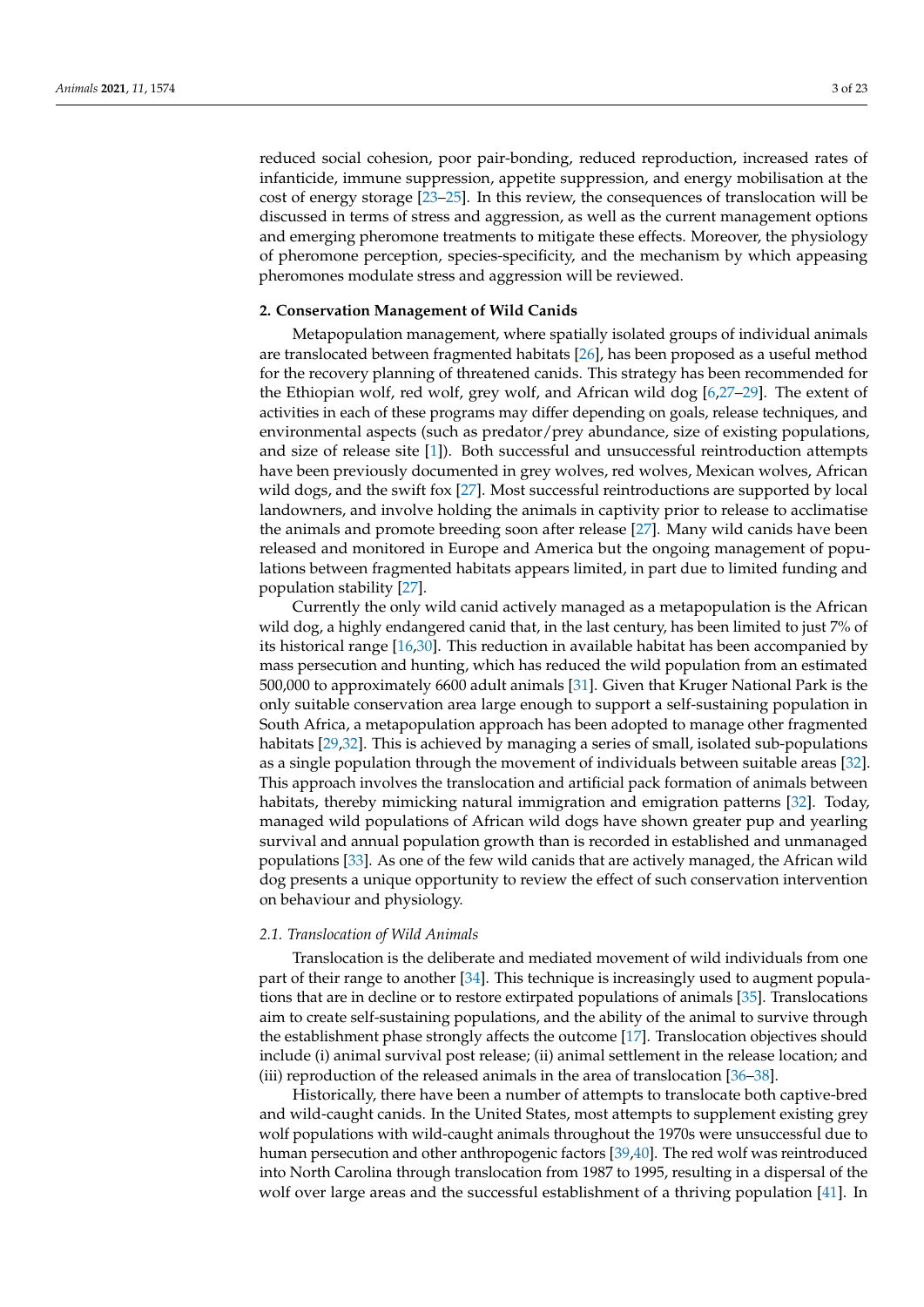reduced social cohesion, poor pair-bonding, reduced reproduction, increased rates of infanticide, immune suppression, appetite suppression, and energy mobilisation at the cost of energy storage [23–25]. In this review, the consequences of translocation will be discussed in terms of stress and aggression, as well as the current management options and emerging pheromone treatments to mitigate these effects. Moreover, the physiology of pheromone perception, species-specificity, and the mechanism by which appeasing pheromones modulate stress and aggression will be reviewed.

## 2. Conservation Management of Wild Canids

Metapopulation management, where spatially isolated groups of individual animals are translocated between fragmented habitats [26], has been proposed as a useful method for the recovery planning of threatened canids. This strategy has been recommended for the Ethiopian wolf, red wolf, grey wolf, and African wild dog [6,27–29]. The extent of activities in each of these programs may differ depending on goals, release techniques, and environmental aspects (such as predator/prey abundance, size of existing populations, and size of release site [1]). Both successful and unsuccessful reintroduction attempts have been previously documented in grey wolves, red wolves, Mexican wolves, African wild dogs, and the swift fox [27]. Most successful reintroductions are supported by local landowners, and involve holding the animals in captivity prior to release to acclimatise the animals and promote breeding soon after release [27]. Many wild canids have been released and monitored in Europe and America but the ongoing management of populations between fragmented habitats appears limited, in part due to limited funding and population stability [27].

Currently the only wild canid actively managed as a metapopulation is the African wild dog, a highly endangered canid that, in the last century, has been limited to just 7% of its historical range [16,30]. This reduction in available habitat has been accompanied by mass persecution and hunting, which has reduced the wild population from an estimated 500,000 to approximately 6600 adult animals [31]. Given that Kruger National Park is the only suitable conservation area large enough to support a self-sustaining population in South Africa, a metapopulation approach has been adopted to manage other fragmented habitats [29,32]. This is achieved by managing a series of small, isolated sub-populations as a single population through the movement of individuals between suitable areas [32]. This approach involves the translocation and artificial pack formation of animals between habitats, thereby mimicking natural immigration and emigration patterns [32]. Today, managed wild populations of African wild dogs have shown greater pup and yearling survival and annual population growth than is recorded in established and unmanaged populations [33]. As one of the few wild canids that are actively managed, the African wild dog presents a unique opportunity to review the effect of such conservation intervention on behaviour and physiology.

### *2.1. Translocation of Wild Animals*

Translocation is the deliberate and mediated movement of wild individuals from one part of their range to another [34]. This technique is increasingly used to augment populations that are in decline or to restore extirpated populations of animals [35]. Translocations aim to create self-sustaining populations, and the ability of the animal to survive through the establishment phase strongly affects the outcome [17]. Translocation objectives should include (i) animal survival post release; (ii) animal settlement in the release location; and (iii) reproduction of the released animals in the area of translocation [36–38].

Historically, there have been a number of attempts to translocate both captive-bred and wild-caught canids. In the United States, most attempts to supplement existing grey wolf populations with wild-caught animals throughout the 1970s were unsuccessful due to human persecution and other anthropogenic factors [39,40]. The red wolf was reintroduced into North Carolina through translocation from 1987 to 1995, resulting in a dispersal of the wolf over large areas and the successful establishment of a thriving population [41]. In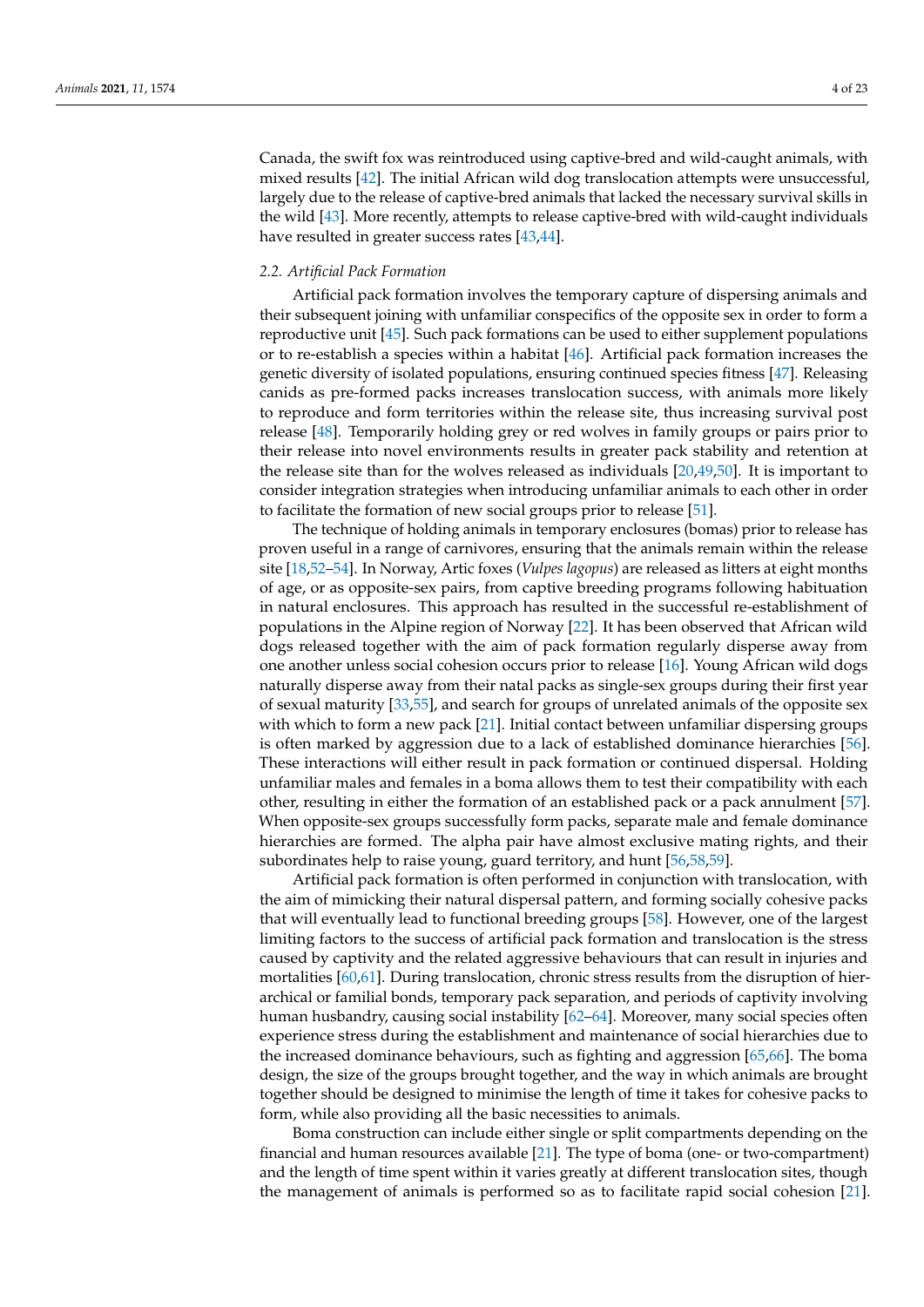Canada, the swift fox was reintroduced using captive-bred and wild-caught animals, with mixed results [42]. The initial African wild dog translocation attempts were unsuccessful, largely due to the release of captive-bred animals that lacked the necessary survival skills in the wild [43]. More recently, attempts to release captive-bred with wild-caught individuals have resulted in greater success rates [43,44].

### *2.2. Artificial Pack Formation*

Artificial pack formation involves the temporary capture of dispersing animals and their subsequent joining with unfamiliar conspecifics of the opposite sex in order to form a reproductive unit [45]. Such pack formations can be used to either supplement populations or to re-establish a species within a habitat [46]. Artificial pack formation increases the genetic diversity of isolated populations, ensuring continued species fitness [47]. Releasing canids as pre-formed packs increases translocation success, with animals more likely to reproduce and form territories within the release site, thus increasing survival post release [48]. Temporarily holding grey or red wolves in family groups or pairs prior to their release into novel environments results in greater pack stability and retention at the release site than for the wolves released as individuals [20,49,50]. It is important to consider integration strategies when introducing unfamiliar animals to each other in order to facilitate the formation of new social groups prior to release [51].

The technique of holding animals in temporary enclosures (bomas) prior to release has proven useful in a range of carnivores, ensuring that the animals remain within the release site [18,52–54]. In Norway, Artic foxes (*Vulpes lagopus*) are released as litters at eight months of age, or as opposite-sex pairs, from captive breeding programs following habituation in natural enclosures. This approach has resulted in the successful re-establishment of populations in the Alpine region of Norway [22]. It has been observed that African wild dogs released together with the aim of pack formation regularly disperse away from one another unless social cohesion occurs prior to release [16]. Young African wild dogs naturally disperse away from their natal packs as single-sex groups during their first year of sexual maturity [33,55], and search for groups of unrelated animals of the opposite sex with which to form a new pack [21]. Initial contact between unfamiliar dispersing groups is often marked by aggression due to a lack of established dominance hierarchies [56]. These interactions will either result in pack formation or continued dispersal. Holding unfamiliar males and females in a boma allows them to test their compatibility with each other, resulting in either the formation of an established pack or a pack annulment [57]. When opposite-sex groups successfully form packs, separate male and female dominance hierarchies are formed. The alpha pair have almost exclusive mating rights, and their subordinates help to raise young, guard territory, and hunt [56,58,59].

Artificial pack formation is often performed in conjunction with translocation, with the aim of mimicking their natural dispersal pattern, and forming socially cohesive packs that will eventually lead to functional breeding groups [58]. However, one of the largest limiting factors to the success of artificial pack formation and translocation is the stress caused by captivity and the related aggressive behaviours that can result in injuries and mortalities [60,61]. During translocation, chronic stress results from the disruption of hierarchical or familial bonds, temporary pack separation, and periods of captivity involving human husbandry, causing social instability [62–64]. Moreover, many social species often experience stress during the establishment and maintenance of social hierarchies due to the increased dominance behaviours, such as fighting and aggression [65,66]. The boma design, the size of the groups brought together, and the way in which animals are brought together should be designed to minimise the length of time it takes for cohesive packs to form, while also providing all the basic necessities to animals.

Boma construction can include either single or split compartments depending on the financial and human resources available [21]. The type of boma (one- or two-compartment) and the length of time spent within it varies greatly at different translocation sites, though the management of animals is performed so as to facilitate rapid social cohesion [21].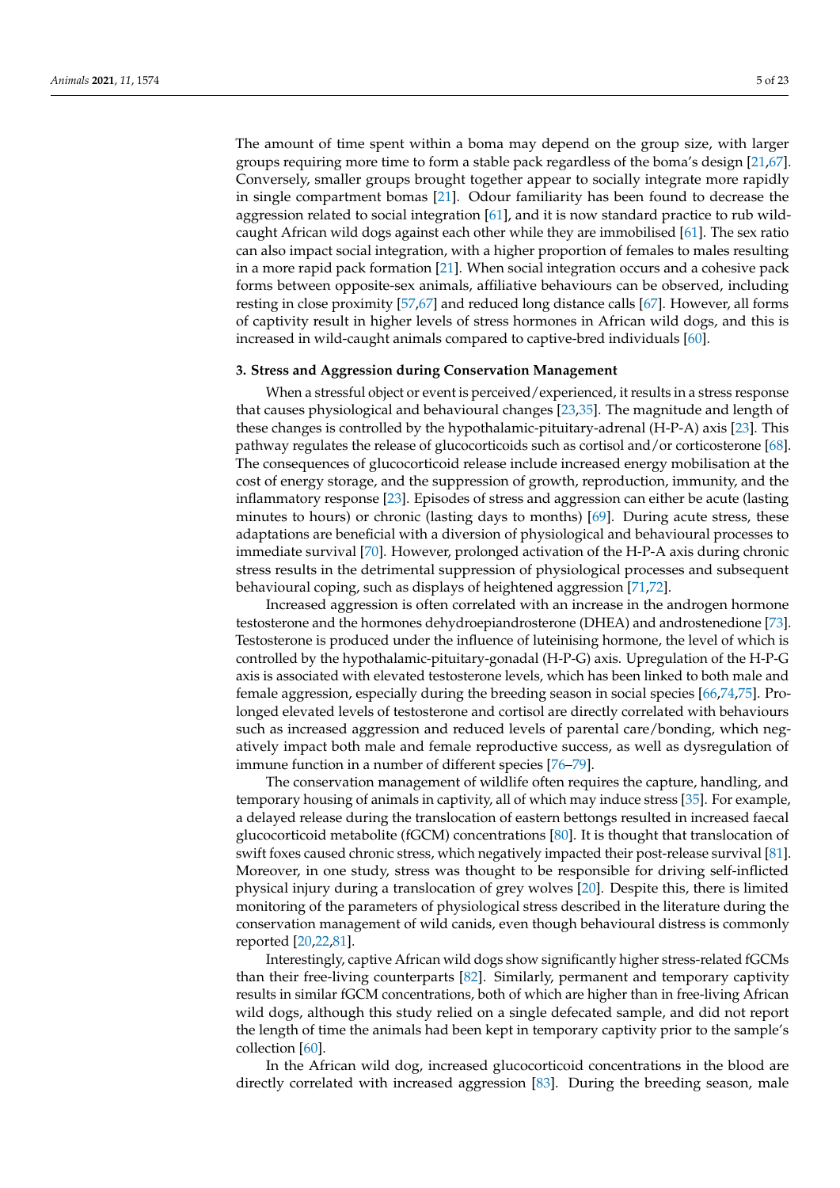The amount of time spent within a boma may depend on the group size, with larger groups requiring more time to form a stable pack regardless of the boma's design [21,67]. Conversely, smaller groups brought together appear to socially integrate more rapidly in single compartment bomas [21]. Odour familiarity has been found to decrease the aggression related to social integration [61], and it is now standard practice to rub wild-caught African wild dogs against each other while they are immobilised [61]. The sex ratio can also impact social integration, with a higher proportion of females to males resulting in a more rapid pack formation [21]. When social integration occurs and a cohesive pack forms between opposite-sex animals, affiliative behaviours can be observed, including resting in close proximity [57,67] and reduced long distance calls [67]. However, all forms of captivity result in higher levels of stress hormones in African wild dogs, and this is increased in wild-caught animals compared to captive-bred individuals [60].

## 3. Stress and Aggression during Conservation Management

When a stressful object or event is perceived/experienced, it results in a stress response that causes physiological and behavioural changes [23,35]. The magnitude and length of these changes is controlled by the hypothalamic-pituitary-adrenal (H-P-A) axis [23]. This pathway regulates the release of glucocorticoids such as cortisol and/or corticosterone [68]. The consequences of glucocorticoid release include increased energy mobilisation at the cost of energy storage, and the suppression of growth, reproduction, immunity, and the inflammatory response [23]. Episodes of stress and aggression can either be acute (lasting minutes to hours) or chronic (lasting days to months) [69]. During acute stress, these adaptations are beneficial with a diversion of physiological and behavioural processes to immediate survival [70]. However, prolonged activation of the H-P-A axis during chronic stress results in the detrimental suppression of physiological processes and subsequent behavioural coping, such as displays of heightened aggression [71,72].

Increased aggression is often correlated with an increase in the androgen hormone testosterone and the hormones dehydroepiandrosterone (DHEA) and androstenedione [73]. Testosterone is produced under the influence of luteinising hormone, the level of which is controlled by the hypothalamic-pituitary-gonadal (H-P-G) axis. Upregulation of the H-P-G axis is associated with elevated testosterone levels, which has been linked to both male and female aggression, especially during the breeding season in social species [66,74,75]. Prolonged elevated levels of testosterone and cortisol are directly correlated with behaviours such as increased aggression and reduced levels of parental care/bonding, which negatively impact both male and female reproductive success, as well as dysregulation of immune function in a number of different species [76–79].

The conservation management of wildlife often requires the capture, handling, and temporary housing of animals in captivity, all of which may induce stress [35]. For example, a delayed release during the translocation of eastern bettongs resulted in increased faecal glucocorticoid metabolite (fGCM) concentrations [80]. It is thought that translocation of swift foxes caused chronic stress, which negatively impacted their post-release survival [81]. Moreover, in one study, stress was thought to be responsible for driving self-inflicted physical injury during a translocation of grey wolves [20]. Despite this, there is limited monitoring of the parameters of physiological stress described in the literature during the conservation management of wild canids, even though behavioural distress is commonly reported [20,22,81].

Interestingly, captive African wild dogs show significantly higher stress-related fGCMs than their free-living counterparts [82]. Similarly, permanent and temporary captivity results in similar fGCM concentrations, both of which are higher than in free-living African wild dogs, although this study relied on a single defecated sample, and did not report the length of time the animals had been kept in temporary captivity prior to the sample's collection [60].

In the African wild dog, increased glucocorticoid concentrations in the blood are directly correlated with increased aggression [83]. During the breeding season, male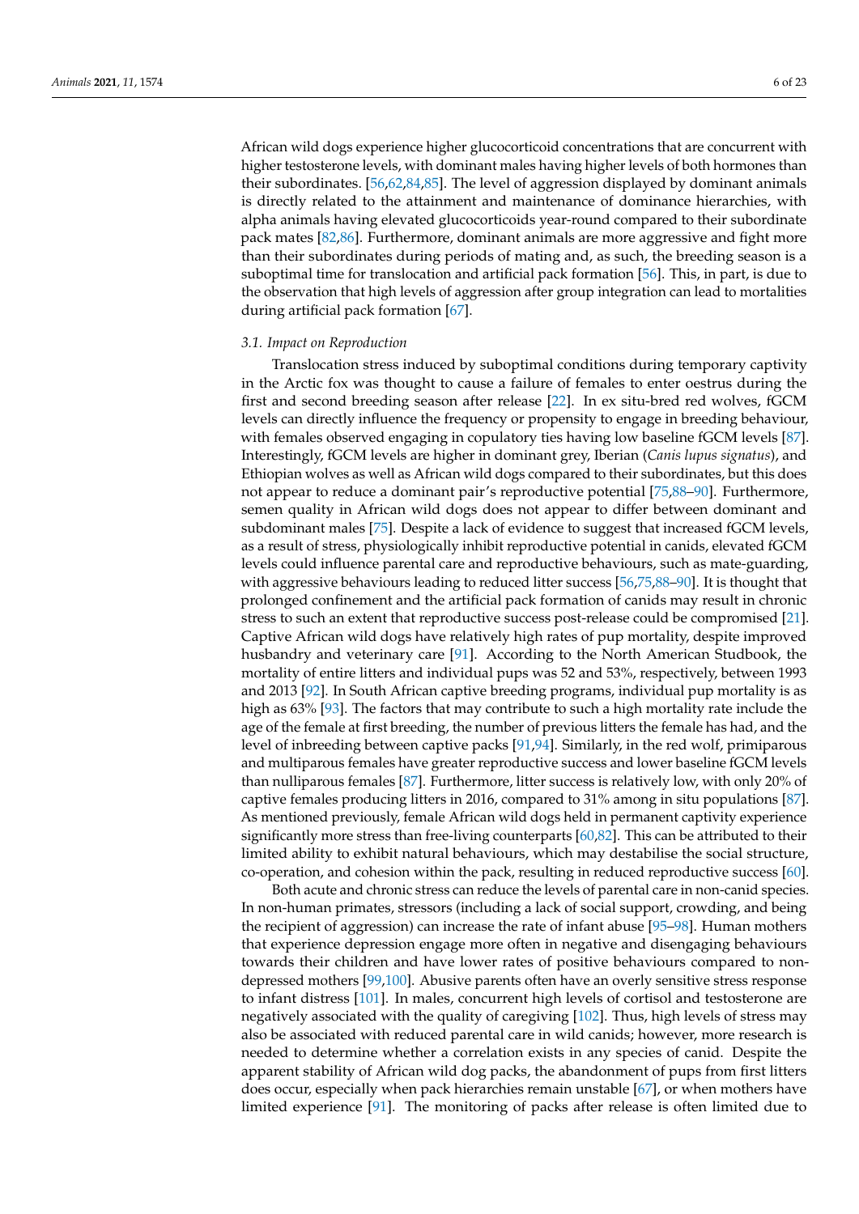African wild dogs experience higher glucocorticoid concentrations that are concurrent with higher testosterone levels, with dominant males having higher levels of both hormones than their subordinates. [56,62,84,85]. The level of aggression displayed by dominant animals is directly related to the attainment and maintenance of dominance hierarchies, with alpha animals having elevated glucocorticoids year-round compared to their subordinate pack mates [82,86]. Furthermore, dominant animals are more aggressive and fight more than their subordinates during periods of mating and, as such, the breeding season is a suboptimal time for translocation and artificial pack formation [56]. This, in part, is due to the observation that high levels of aggression after group integration can lead to mortalities during artificial pack formation [67].

### 3.1. Impact on Reproduction

Translocation stress induced by suboptimal conditions during temporary captivity in the Arctic fox was thought to cause a failure of females to enter oestrus during the first and second breeding season after release [22]. In ex situ-bred red wolves, fGCM levels can directly influence the frequency or propensity to engage in breeding behaviour, with females observed engaging in copulatory ties having low baseline fGCM levels [87]. Interestingly, fGCM levels are higher in dominant grey, Iberian (*Canis lupus signatus*), and Ethiopian wolves as well as African wild dogs compared to their subordinates, but this does not appear to reduce a dominant pair's reproductive potential [75,88–90]. Furthermore, semen quality in African wild dogs does not appear to differ between dominant and subdominant males [75]. Despite a lack of evidence to suggest that increased fGCM levels, as a result of stress, physiologically inhibit reproductive potential in canids, elevated fGCM levels could influence parental care and reproductive behaviours, such as mate-guarding, with aggressive behaviours leading to reduced litter success [56,75,88–90]. It is thought that prolonged confinement and the artificial pack formation of canids may result in chronic stress to such an extent that reproductive success post-release could be compromised [21]. Captive African wild dogs have relatively high rates of pup mortality, despite improved husbandry and veterinary care [91]. According to the North American Studbook, the mortality of entire litters and individual pups was 52 and 53%, respectively, between 1993 and 2013 [92]. In South African captive breeding programs, individual pup mortality is as high as 63% [93]. The factors that may contribute to such a high mortality rate include the age of the female at first breeding, the number of previous litters the female has had, and the level of inbreeding between captive packs [91,94]. Similarly, in the red wolf, primiparous and multiparous females have greater reproductive success and lower baseline fGCM levels than nulliparous females [87]. Furthermore, litter success is relatively low, with only 20% of captive females producing litters in 2016, compared to 31% among in situ populations [87]. As mentioned previously, female African wild dogs held in permanent captivity experience significantly more stress than free-living counterparts [60,82]. This can be attributed to their limited ability to exhibit natural behaviours, which may destabilise the social structure, co-operation, and cohesion within the pack, resulting in reduced reproductive success [60].

Both acute and chronic stress can reduce the levels of parental care in non-canid species. In non-human primates, stressors (including a lack of social support, crowding, and being the recipient of aggression) can increase the rate of infant abuse [95–98]. Human mothers that experience depression engage more often in negative and disengaging behaviours towards their children and have lower rates of positive behaviours compared to non-depressed mothers [99,100]. Abusive parents often have an overly sensitive stress response to infant distress [101]. In males, concurrent high levels of cortisol and testosterone are negatively associated with the quality of caregiving [102]. Thus, high levels of stress may also be associated with reduced parental care in wild canids; however, more research is needed to determine whether a correlation exists in any species of canid. Despite the apparent stability of African wild dog packs, the abandonment of pups from first litters does occur, especially when pack hierarchies remain unstable [67], or when mothers have limited experience [91]. The monitoring of packs after release is often limited due to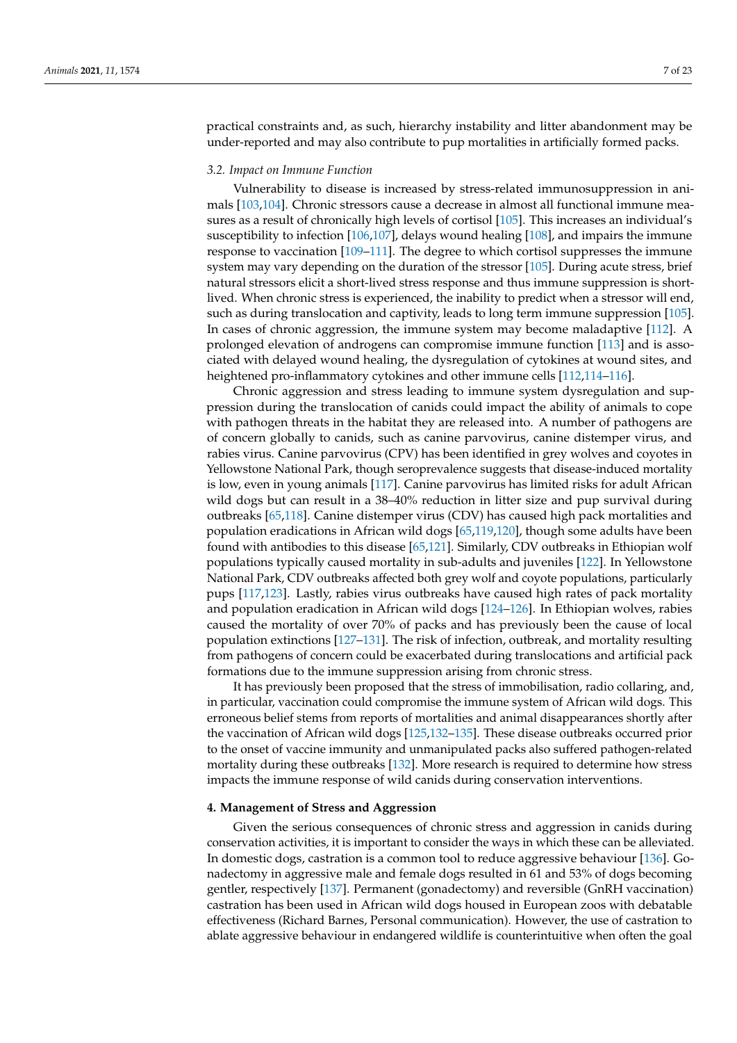practical constraints and, as such, hierarchy instability and litter abandonment may be under-reported and may also contribute to pup mortalities in artificially formed packs.

### 3.2. Impact on Immune Function

Vulnerability to disease is increased by stress-related immunosuppression in animals [103,104]. Chronic stressors cause a decrease in almost all functional immune measures as a result of chronically high levels of cortisol [105]. This increases an individual's susceptibility to infection [106,107], delays wound healing [108], and impairs the immune response to vaccination [109–111]. The degree to which cortisol suppresses the immune system may vary depending on the duration of the stressor [105]. During acute stress, brief natural stressors elicit a short-lived stress response and thus immune suppression is short-lived. When chronic stress is experienced, the inability to predict when a stressor will end, such as during translocation and captivity, leads to long term immune suppression [105]. In cases of chronic aggression, the immune system may become maladaptive [112]. A prolonged elevation of androgens can compromise immune function [113] and is associated with delayed wound healing, the dysregulation of cytokines at wound sites, and heightened pro-inflammatory cytokines and other immune cells [112,114–116].

Chronic aggression and stress leading to immune system dysregulation and suppression during the translocation of canids could impact the ability of animals to cope with pathogen threats in the habitat they are released into. A number of pathogens are of concern globally to canids, such as canine parvovirus, canine distemper virus, and rabies virus. Canine parvovirus (CPV) has been identified in grey wolves and coyotes in Yellowstone National Park, though seroprevalence suggests that disease-induced mortality is low, even in young animals [117]. Canine parvovirus has limited risks for adult African wild dogs but can result in a 38–40% reduction in litter size and pup survival during outbreaks [65,118]. Canine distemper virus (CDV) has caused high pack mortalities and population eradications in African wild dogs [65,119,120], though some adults have been found with antibodies to this disease [65,121]. Similarly, CDV outbreaks in Ethiopian wolf populations typically caused mortality in sub-adults and juveniles [122]. In Yellowstone National Park, CDV outbreaks affected both grey wolf and coyote populations, particularly pups [117,123]. Lastly, rabies virus outbreaks have caused high rates of pack mortality and population eradication in African wild dogs [124–126]. In Ethiopian wolves, rabies caused the mortality of over 70% of packs and has previously been the cause of local population extinctions [127–131]. The risk of infection, outbreak, and mortality resulting from pathogens of concern could be exacerbated during translocations and artificial pack formations due to the immune suppression arising from chronic stress.

It has previously been proposed that the stress of immobilisation, radio collaring, and, in particular, vaccination could compromise the immune system of African wild dogs. This erroneous belief stems from reports of mortalities and animal disappearances shortly after the vaccination of African wild dogs [125,132–135]. These disease outbreaks occurred prior to the onset of vaccine immunity and unmanipulated packs also suffered pathogen-related mortality during these outbreaks [132]. More research is required to determine how stress impacts the immune response of wild canids during conservation interventions.

## 4. Management of Stress and Aggression

Given the serious consequences of chronic stress and aggression in canids during conservation activities, it is important to consider the ways in which these can be alleviated. In domestic dogs, castration is a common tool to reduce aggressive behaviour [136]. Gonadectomy in aggressive male and female dogs resulted in 61 and 53% of dogs becoming gentler, respectively [137]. Permanent (gonadectomy) and reversible (GnRH vaccination) castration has been used in African wild dogs housed in European zoos with debatable effectiveness (Richard Barnes, Personal communication). However, the use of castration to ablate aggressive behaviour in endangered wildlife is counterintuitive when often the goal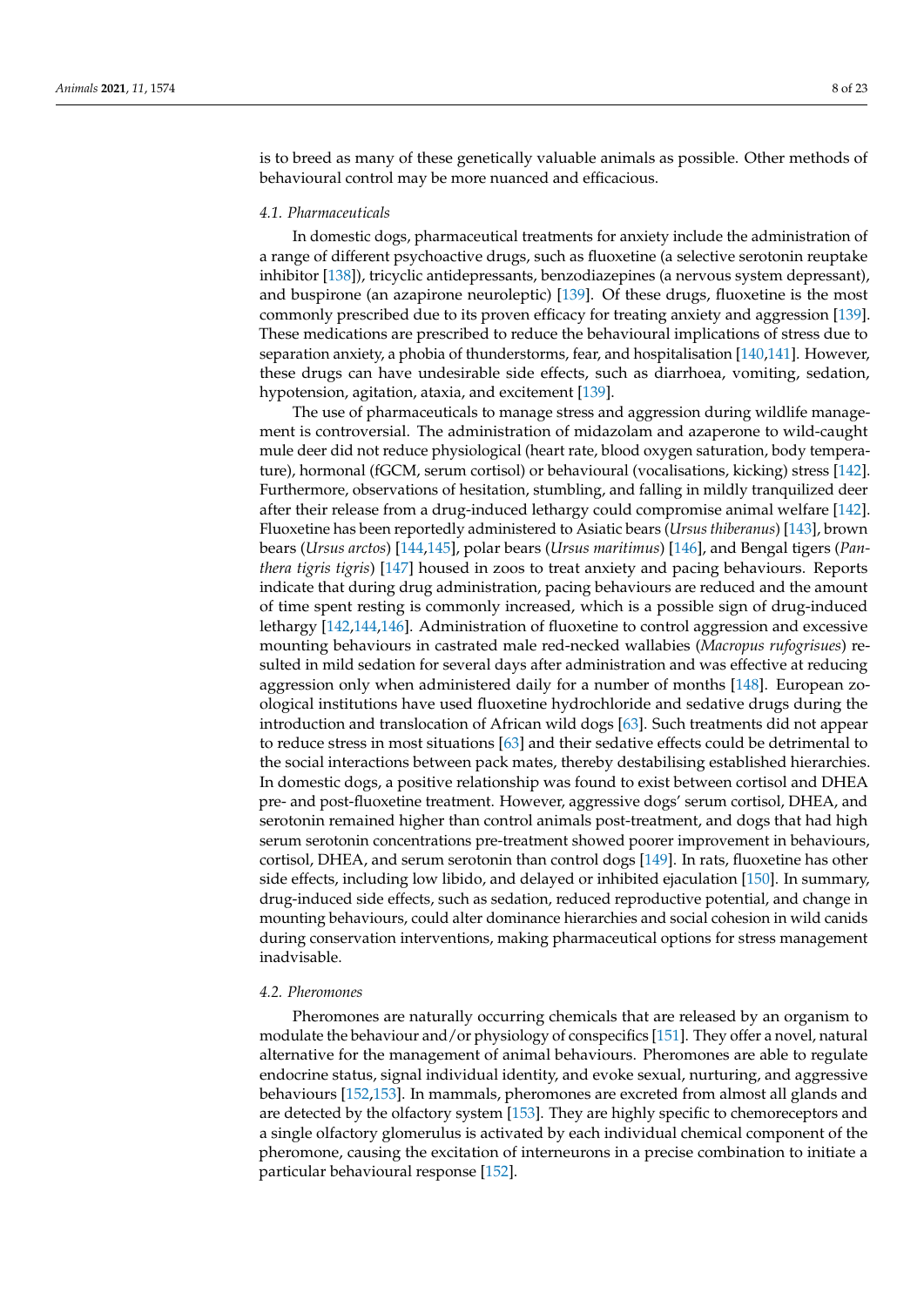is to breed as many of these genetically valuable animals as possible. Other methods of behavioural control may be more nuanced and efficacious.

### 4.1. Pharmaceuticals

In domestic dogs, pharmaceutical treatments for anxiety include the administration of a range of different psychoactive drugs, such as fluoxetine (a selective serotonin reuptake inhibitor [138]), tricyclic antidepressants, benzodiazepines (a nervous system depressant), and buspirone (an azapirone neuroleptic) [139]. Of these drugs, fluoxetine is the most commonly prescribed due to its proven efficacy for treating anxiety and aggression [139]. These medications are prescribed to reduce the behavioural implications of stress due to separation anxiety, a phobia of thunderstorms, fear, and hospitalisation [140,141]. However, these drugs can have undesirable side effects, such as diarrhoea, vomiting, sedation, hypotension, agitation, ataxia, and excitement [139].

The use of pharmaceuticals to manage stress and aggression during wildlife management is controversial. The administration of midazolam and azaperone to wild-caught mule deer did not reduce physiological (heart rate, blood oxygen saturation, body temperature), hormonal (fGCM, serum cortisol) or behavioural (vocalisations, kicking) stress [142]. Furthermore, observations of hesitation, stumbling, and falling in mildly tranquilized deer after their release from a drug-induced lethargy could compromise animal welfare [142]. Fluoxetine has been reportedly administered to Asiatic bears (*Ursus thibetanus*) [143], brown bears (*Ursus arctos*) [144,145], polar bears (*Ursus maritimus*) [146], and Bengal tigers (*Panthera tigris tigris*) [147] housed in zoos to treat anxiety and pacing behaviours. Reports indicate that during drug administration, pacing behaviours are reduced and the amount of time spent resting is commonly increased, which is a possible sign of drug-induced lethargy [142,144,146]. Administration of fluoxetine to control aggression and excessive mounting behaviours in castrated male red-necked wallabies (*Macropus rufogrisues*) resulted in mild sedation for several days after administration and was effective at reducing aggression only when administered daily for a number of months [148]. European zoological institutions have used fluoxetine hydrochloride and sedative drugs during the introduction and translocation of African wild dogs [63]. Such treatments did not appear to reduce stress in most situations [63] and their sedative effects could be detrimental to the social interactions between pack mates, thereby destabilising established hierarchies. In domestic dogs, a positive relationship was found to exist between cortisol and DHEA pre- and post-fluoxetine treatment. However, aggressive dogs' serum cortisol, DHEA, and serotonin remained higher than control animals post-treatment, and dogs that had high serum serotonin concentrations pre-treatment showed poorer improvement in behaviours, cortisol, DHEA, and serum serotonin than control dogs [149]. In rats, fluoxetine has other side effects, including low libido, and delayed or inhibited ejaculation [150]. In summary, drug-induced side effects, such as sedation, reduced reproductive potential, and change in mounting behaviours, could alter dominance hierarchies and social cohesion in wild canids during conservation interventions, making pharmaceutical options for stress management inadvisable.

### 4.2. Pheromones

Pheromones are naturally occurring chemicals that are released by an organism to modulate the behaviour and/or physiology of conspecifics [151]. They offer a novel, natural alternative for the management of animal behaviours. Pheromones are able to regulate endocrine status, signal individual identity, and evoke sexual, nurturing, and aggressive behaviours [152,153]. In mammals, pheromones are excreted from almost all glands and are detected by the olfactory system [153]. They are highly specific to chemoreceptors and a single olfactory glomerulus is activated by each individual chemical component of the pheromone, causing the excitation of interneurons in a precise combination to initiate a particular behavioural response [152].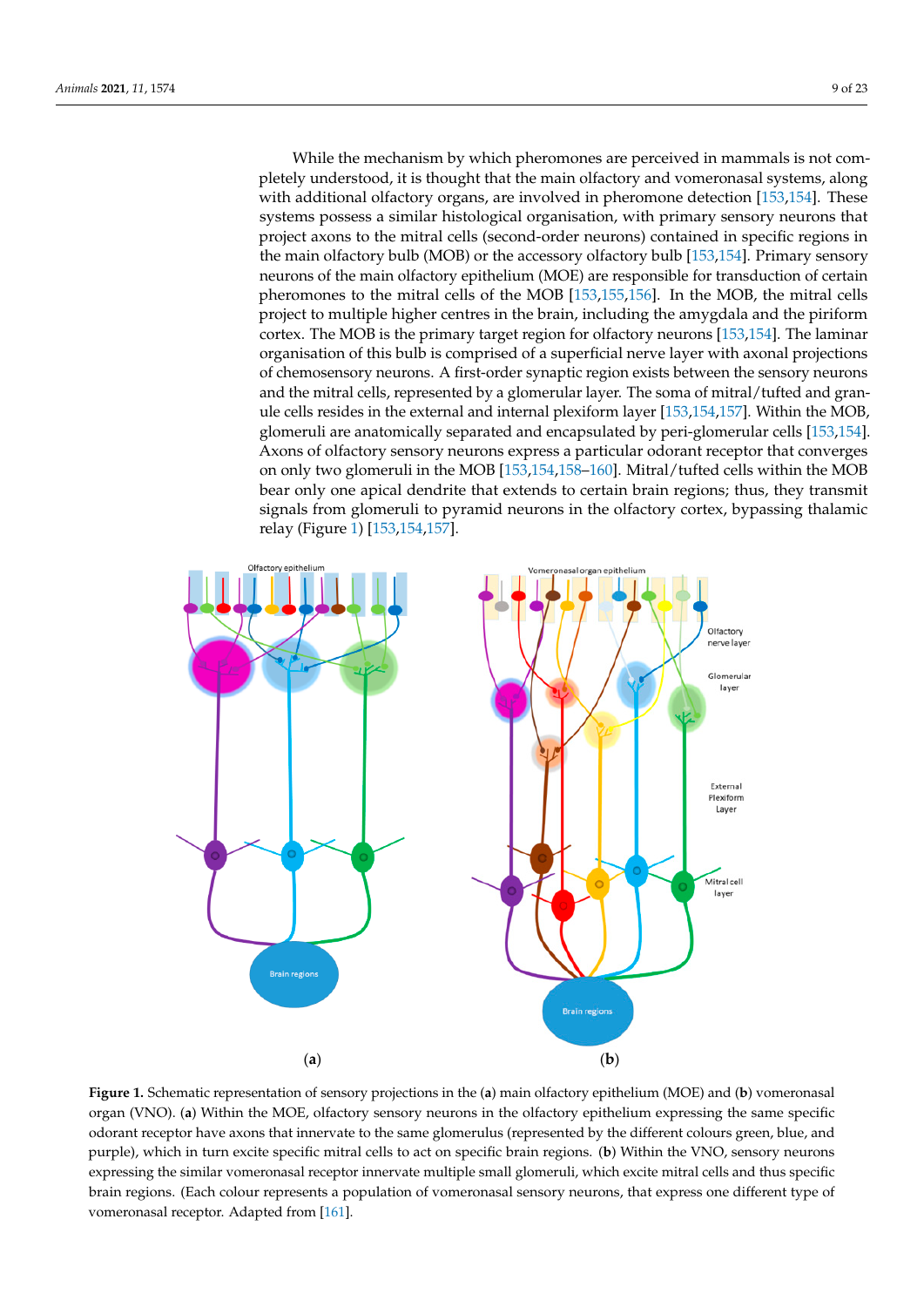While the mechanism by which pheromones are perceived in mammals is not completely understood, it is thought that the main olfactory and vomeronasal systems, along with additional olfactory organs, are involved in pheromone detection [153,154]. These systems possess a similar histological organisation, with primary sensory neurons that project axons to the mitral cells (second-order neurons) contained in specific regions in the main olfactory bulb (MOB) or the accessory olfactory bulb [153,154]. Primary sensory neurons of the main olfactory epithelium (MOE) are responsible for transduction of certain pheromones to the mitral cells of the MOB [153,155,156]. In the MOB, the mitral cells project to multiple higher centres in the brain, including the amygdala and the piriform cortex. The MOB is the primary target region for olfactory neurons [153,154]. The laminar organisation of this bulb is comprised of a superficial nerve layer with axonal projections of chemosensory neurons. A first-order synaptic region exists between the sensory neurons and the mitral cells, represented by a glomerular layer. The soma of mitral/tufted and granule cells resides in the external and internal plexiform layer [153,154,157]. Within the MOB, glomeruli are anatomically separated and encapsulated by peri-glomerular cells [153,154]. Axons of olfactory sensory neurons express a particular odorant receptor that converges on only two glomeruli in the MOB [153,154,158–160]. Mitral/tufted cells within the MOB bear only one apical dendrite that extends to certain brain regions; thus, they transmit signals from glomeruli to pyramid neurons in the olfactory cortex, bypassing thalamic relay (Figure 1) [153,154,157].

**Figure 1.** Schematic representation of sensory projections in the (**a**) main olfactory epithelium (MOE) and (**b**) vomeronasal organ (VNO). (**a**) Within the MOE, olfactory sensory neurons in the olfactory epithelium expressing the same specific odorant receptor have axons that innervate to the same glomerulus (represented by the different colours green, blue, and purple), which in turn excite specific mitral cells to act on specific brain regions. (**b**) Within the VNO, sensory neurons expressing the similar vomeronasal receptor innervate multiple small glomeruli, which excite mitral cells and thus specific brain regions. (Each colour represents a population of vomeronasal sensory neurons, that express one different type of vomeronasal receptor. Adapted from [161].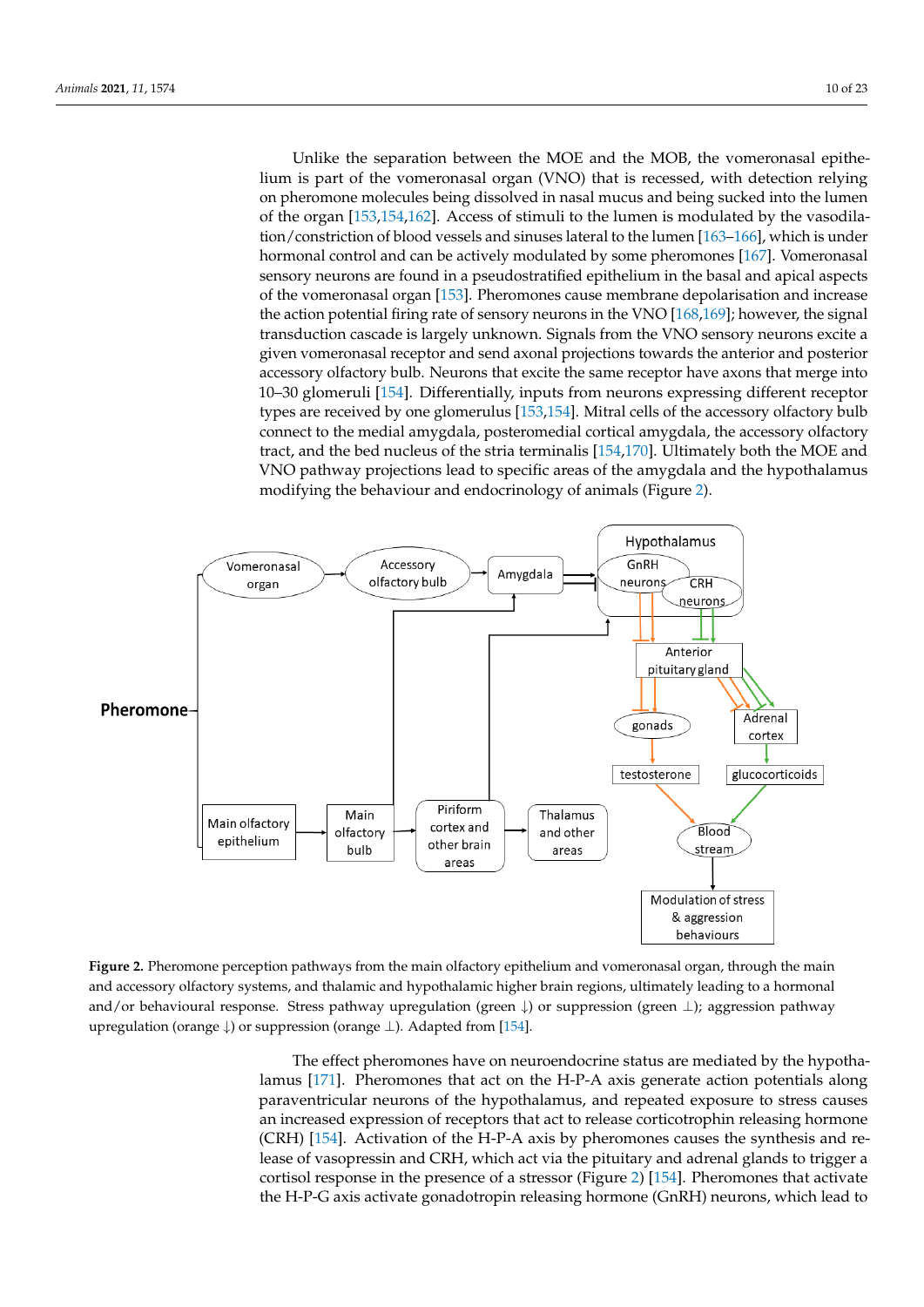Unlike the separation between the MOE and the MOB, the vomeronasal epithelium is part of the vomeronasal organ (VNO) that is recessed, with detection relying on pheromone molecules being dissolved in nasal mucus and being sucked into the lumen of the organ [153,154,162]. Access of stimuli to the lumen is modulated by the vasodilation/constriction of blood vessels and sinuses lateral to the lumen [163–166], which is under hormonal control and can be actively modulated by some pheromones [167]. Vomeronasal sensory neurons are found in a pseudostratified epithelium in the basal and apical aspects of the vomeronasal organ [153]. Pheromones cause membrane depolarisation and increase the action potential firing rate of sensory neurons in the VNO [168,169]; however, the signal transduction cascade is largely unknown. Signals from the VNO sensory neurons excite a given vomeronasal receptor and send axonal projections towards the anterior and posterior accessory olfactory bulb. Neurons that excite the same receptor have axons that merge into 10–30 glomeruli [154]. Differentially, inputs from neurons expressing different receptor types are received by one glomerulus [153,154]. Mitral cells of the accessory olfactory bulb connect to the medial amygdala, posteromedial cortical amygdala, the accessory olfactory tract, and the bed nucleus of the stria terminalis [154,170]. Ultimately both the MOE and VNO pathway projections lead to specific areas of the amygdala and the hypothalamus modifying the behaviour and endocrinology of animals (Figure 2).

**Figure 2.** Pheromone perception pathways from the main olfactory epithelium and vomeronasal organ, through the main and accessory olfactory systems, and thalamic and hypothalamic higher brain regions, ultimately leading to a hormonal and/or behavioural response. Stress pathway upregulation (green ↓) or suppression (green ⊥); aggression pathway upregulation (orange ↓) or suppression (orange ⊥). Adapted from [154].

The effect pheromones have on neuroendocrine status are mediated by the hypothalamus [171]. Pheromones that act on the H-P-A axis generate action potentials along paraventricular neurons of the hypothalamus, and repeated exposure to stress causes an increased expression of receptors that act to release corticotrophin releasing hormone (CRH) [154]. Activation of the H-P-A axis by pheromones causes the synthesis and release of vasopressin and CRH, which act via the pituitary and adrenal glands to trigger a cortisol response in the presence of a stressor (Figure 2) [154]. Pheromones that activate the H-P-G axis activate gonadotropin releasing hormone (GnRH) neurons, which lead to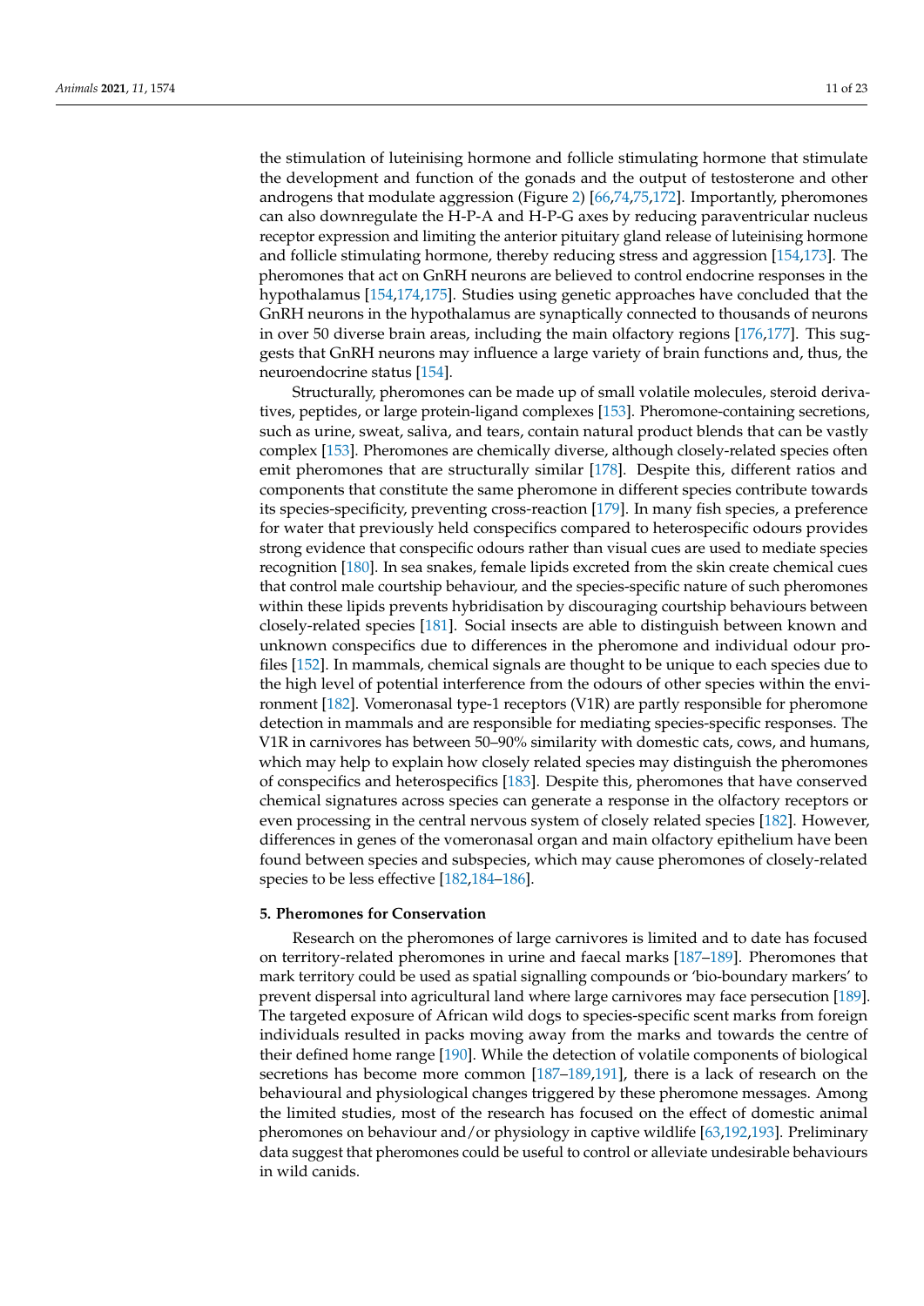the stimulation of luteinising hormone and follicle stimulating hormone that stimulate the development and function of the gonads and the output of testosterone and other androgens that modulate aggression (Figure 2) [66,74,75,172]. Importantly, pheromones can also downregulate the H-P-A and H-P-G axes by reducing paraventricular nucleus receptor expression and limiting the anterior pituitary gland release of luteinising hormone and follicle stimulating hormone, thereby reducing stress and aggression [154,173]. The pheromones that act on GnRH neurons are believed to control endocrine responses in the hypothalamus [154,174,175]. Studies using genetic approaches have concluded that the GnRH neurons in the hypothalamus are synaptically connected to thousands of neurons in over 50 diverse brain areas, including the main olfactory regions [176,177]. This suggests that GnRH neurons may influence a large variety of brain functions and, thus, the neuroendocrine status [154].

Structurally, pheromones can be made up of small volatile molecules, steroid derivatives, peptides, or large protein-ligand complexes [153]. Pheromone-containing secretions, such as urine, sweat, saliva, and tears, contain natural product blends that can be vastly complex [153]. Pheromones are chemically diverse, although closely-related species often emit pheromones that are structurally similar [178]. Despite this, different ratios and components that constitute the same pheromone in different species contribute towards its species-specificity, preventing cross-reaction [179]. In many fish species, a preference for water that previously held conspecifics compared to heterospecific odours provides strong evidence that conspecific odours rather than visual cues are used to mediate species recognition [180]. In sea snakes, female lipids excreted from the skin create chemical cues that control male courtship behaviour, and the species-specific nature of such pheromones within these lipids prevents hybridisation by discouraging courtship behaviours between closely-related species [181]. Social insects are able to distinguish between known and unknown conspecifics due to differences in the pheromone and individual odour profiles [152]. In mammals, chemical signals are thought to be unique to each species due to the high level of potential interference from the odours of other species within the environment [182]. Vomeronasal type-1 receptors (V1R) are partly responsible for pheromone detection in mammals and are responsible for mediating species-specific responses. The V1R in carnivores has between 50–90% similarity with domestic cats, cows, and humans, which may help to explain how closely related species may distinguish the pheromones of conspecifics and heterospecifics [183]. Despite this, pheromones that have conserved chemical signatures across species can generate a response in the olfactory receptors or even processing in the central nervous system of closely related species [182]. However, differences in genes of the vomeronasal organ and main olfactory epithelium have been found between species and subspecies, which may cause pheromones of closely-related species to be less effective [182,184–186].

## 5. Pheromones for Conservation

Research on the pheromones of large carnivores is limited and to date has focused on territory-related pheromones in urine and faecal marks [187–189]. Pheromones that mark territory could be used as spatial signalling compounds or 'bio-boundary markers' to prevent dispersal into agricultural land where large carnivores may face persecution [189]. The targeted exposure of African wild dogs to species-specific scent marks from foreign individuals resulted in packs moving away from the marks and towards the centre of their defined home range [190]. While the detection of volatile components of biological secretions has become more common [187–189,191], there is a lack of research on the behavioural and physiological changes triggered by these pheromone messages. Among the limited studies, most of the research has focused on the effect of domestic animal pheromones on behaviour and/or physiology in captive wildlife [63,192,193]. Preliminary data suggest that pheromones could be useful to control or alleviate undesirable behaviours in wild canids.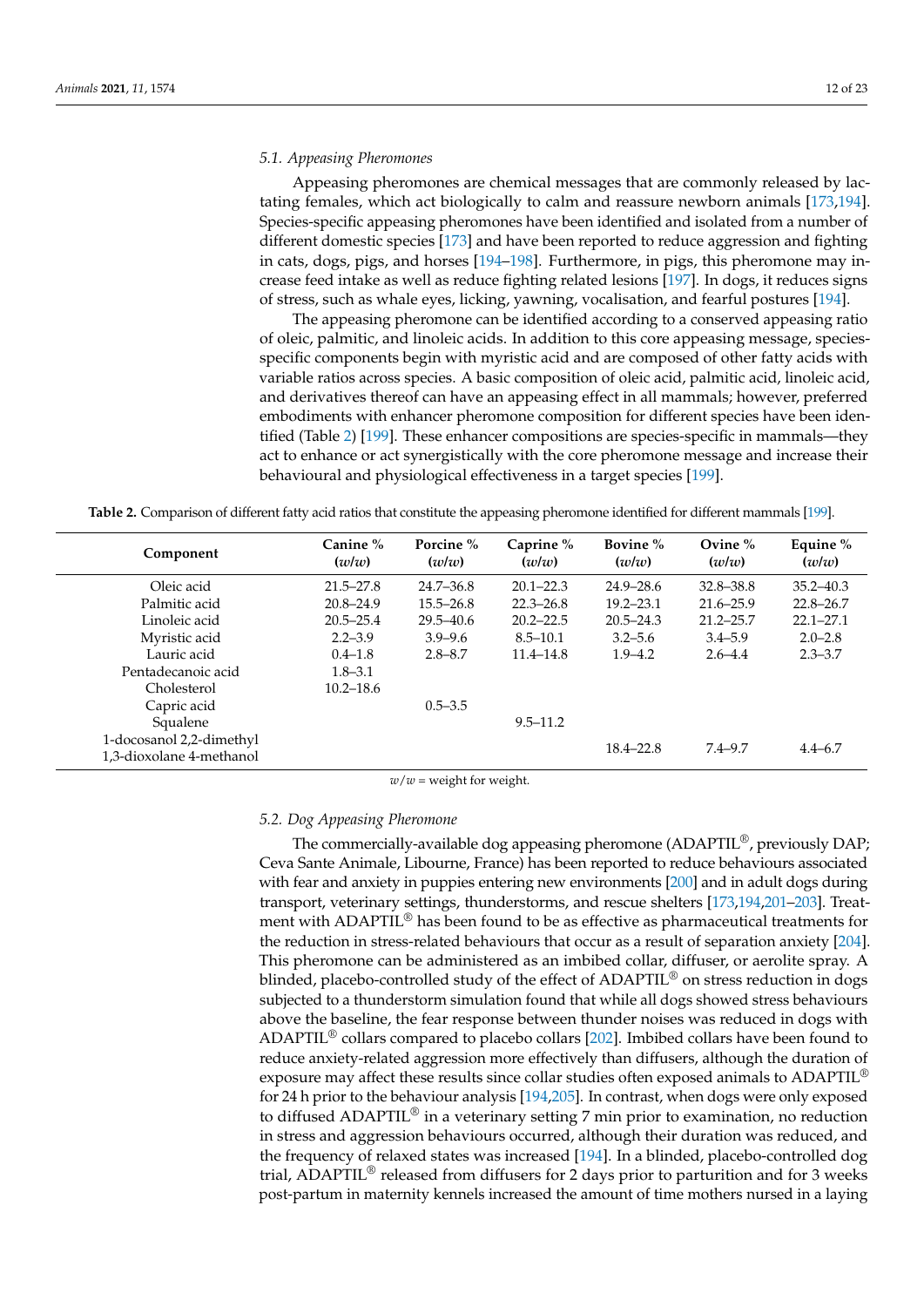### 5.1. Appeasing Pheromones

Appeasing pheromones are chemical messages that are commonly released by lactating females, which act biologically to calm and reassure newborn animals [173,194]. Species-specific appeasing pheromones have been identified and isolated from a number of different domestic species [173] and have been reported to reduce aggression and fighting in cats, dogs, pigs, and horses [194–198]. Furthermore, in pigs, this pheromone may increase feed intake as well as reduce fighting related lesions [197]. In dogs, it reduces signs of stress, such as whale eyes, licking, yawning, vocalisation, and fearful postures [194].

The appeasing pheromone can be identified according to a conserved appeasing ratio of oleic, palmitic, and linoleic acids. In addition to this core appeasing message, species-specific components begin with myristic acid and are composed of other fatty acids with variable ratios across species. A basic composition of oleic acid, palmitic acid, linoleic acid, and derivatives thereof can have an appeasing effect in all mammals; however, preferred embodiments with enhancer pheromone composition for different species have been identified (Table 2) [199]. These enhancer compositions are species-specific in mammals—they act to enhance or act synergistically with the core pheromone message and increase their behavioural and physiological effectiveness in a target species [199].

**Table 2.** Comparison of different fatty acid ratios that constitute the appeasing pheromone identified for different mammals [199].

| Component | Canine % (*w/w*) | Porcine % (*w/w*) | Caprine % (*w/w*) | Bovine % (*w/w*) | Ovine % (*w/w*) | Equine % (*w/w*) |
|---|---|---|---|---|---|---|
| Oleic acid | 21.5–27.8 | 24.7–36.8 | 20.1–22.3 | 24.9–28.6 | 32.8–38.8 | 35.2–40.3 |
| Palmitic acid | 20.8–24.9 | 15.5–26.8 | 22.3–26.8 | 19.2–23.1 | 21.6–25.9 | 22.8–26.7 |
| Linoleic acid | 20.5–25.4 | 29.5–40.6 | 20.2–22.5 | 20.5–24.3 | 21.2–25.7 | 22.1–27.1 |
| Myristic acid | 2.2–3.9 | 3.9–9.6 | 8.5–10.1 | 3.2–5.6 | 3.4–5.9 | 2.0–2.8 |
| Lauric acid | 0.4–1.8 | 2.8–8.7 | 11.4–14.8 | 1.9–4.2 | 2.6–4.4 | 2.3–3.7 |
| Pentadecanoic acid | 1.8–3.1 | | | | | |
| Cholesterol | 10.2–18.6 | | | | | |
| Capric acid | | 0.5–3.5 | | | | |
| Squalene | | | 9.5–11.2 | | | |
| 1-docosanol 2,2-dimethyl 1,3-dioxolane 4-methanol | | | | 18.4–22.8 | 7.4–9.7 | 4.4–6.7 |

*w/w* = weight for weight.

### 5.2. Dog Appeasing Pheromone

The commercially-available dog appeasing pheromone (ADAPTIL®, previously DAP; Ceva Sante Animale, Libourne, France) has been reported to reduce behaviours associated with fear and anxiety in puppies entering new environments [200] and in adult dogs during transport, veterinary settings, thunderstorms, and rescue shelters [173,194,201–203]. Treatment with ADAPTIL® has been found to be as effective as pharmaceutical treatments for the reduction in stress-related behaviours that occur as a result of separation anxiety [204]. This pheromone can be administered as an imbibed collar, diffuser, or aerolite spray. A blinded, placebo-controlled study of the effect of ADAPTIL® on stress reduction in dogs subjected to a thunderstorm simulation found that while all dogs showed stress behaviours above the baseline, the fear response between thunder noises was reduced in dogs with ADAPTIL® collars compared to placebo collars [202]. Imbibed collars have been found to reduce anxiety-related aggression more effectively than diffusers, although the duration of exposure may affect these results since collar studies often exposed animals to ADAPTIL® for 24 h prior to the behaviour analysis [194,205]. In contrast, when dogs were only exposed to diffused ADAPTIL® in a veterinary setting 7 min prior to examination, no reduction in stress and aggression behaviours occurred, although their duration was reduced, and the frequency of relaxed states was increased [194]. In a blinded, placebo-controlled dog trial, ADAPTIL® released from diffusers for 2 days prior to parturition and for 3 weeks post-partum in maternity kennels increased the amount of time mothers nursed in a laying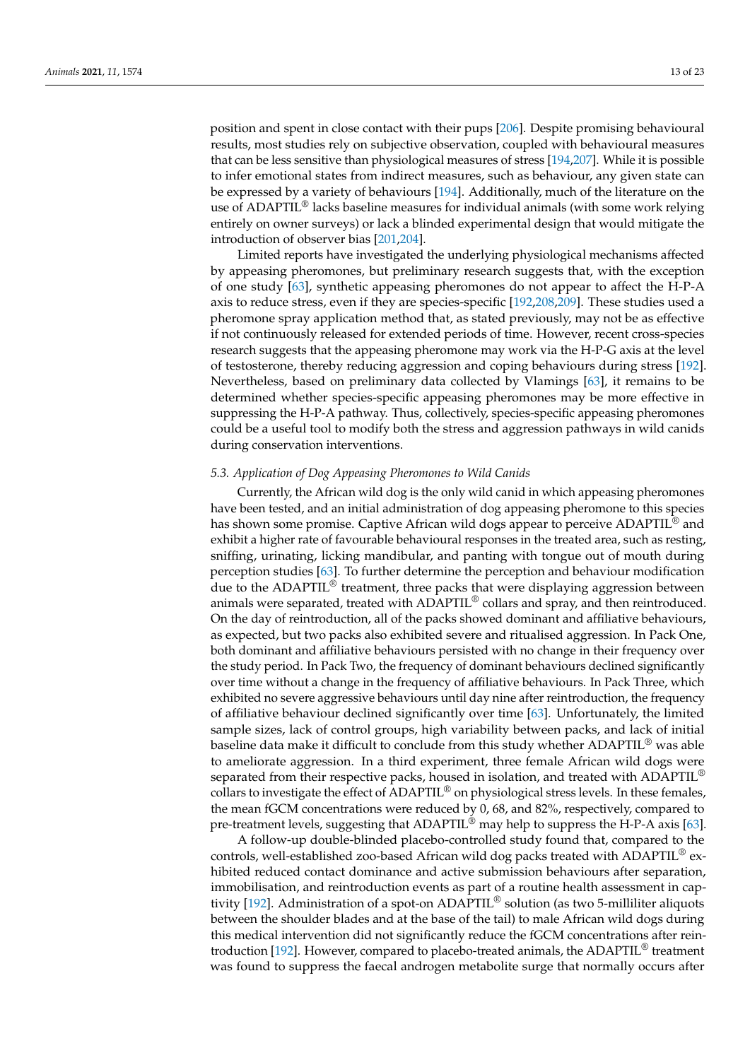position and spent in close contact with their pups [206]. Despite promising behavioural results, most studies rely on subjective observation, coupled with behavioural measures that can be less sensitive than physiological measures of stress [194,207]. While it is possible to infer emotional states from indirect measures, such as behaviour, any given state can be expressed by a variety of behaviours [194]. Additionally, much of the literature on the use of ADAPTIL® lacks baseline measures for individual animals (with some work relying entirely on owner surveys) or lack a blinded experimental design that would mitigate the introduction of observer bias [201,204].

Limited reports have investigated the underlying physiological mechanisms affected by appeasing pheromones, but preliminary research suggests that, with the exception of one study [63], synthetic appeasing pheromones do not appear to affect the H-P-A axis to reduce stress, even if they are species-specific [192,208,209]. These studies used a pheromone spray application method that, as stated previously, may not be as effective if not continuously released for extended periods of time. However, recent cross-species research suggests that the appeasing pheromone may work via the H-P-G axis at the level of testosterone, thereby reducing aggression and coping behaviours during stress [192]. Nevertheless, based on preliminary data collected by Vlamings [63], it remains to be determined whether species-specific appeasing pheromones may be more effective in suppressing the H-P-A pathway. Thus, collectively, species-specific appeasing pheromones could be a useful tool to modify both the stress and aggression pathways in wild canids during conservation interventions.

### *5.3. Application of Dog Appeasing Pheromones to Wild Canids*

Currently, the African wild dog is the only wild canid in which appeasing pheromones have been tested, and an initial administration of dog appeasing pheromone to this species has shown some promise. Captive African wild dogs appear to perceive ADAPTIL® and exhibit a higher rate of favourable behavioural responses in the treated area, such as resting, sniffing, urinating, licking mandibular, and panting with tongue out of mouth during perception studies [63]. To further determine the perception and behaviour modification due to the ADAPTIL® treatment, three packs that were displaying aggression between animals were separated, treated with ADAPTIL® collars and spray, and then reintroduced. On the day of reintroduction, all of the packs showed dominant and affiliative behaviours, as expected, but two packs also exhibited severe and ritualised aggression. In Pack One, both dominant and affiliative behaviours persisted with no change in their frequency over the study period. In Pack Two, the frequency of dominant behaviours declined significantly over time without a change in the frequency of affiliative behaviours. In Pack Three, which exhibited no severe aggressive behaviours until day nine after reintroduction, the frequency of affiliative behaviour declined significantly over time [63]. Unfortunately, the limited sample sizes, lack of control groups, high variability between packs, and lack of initial baseline data make it difficult to conclude from this study whether ADAPTIL® was able to ameliorate aggression. In a third experiment, three female African wild dogs were separated from their respective packs, housed in isolation, and treated with ADAPTIL® collars to investigate the effect of ADAPTIL® on physiological stress levels. In these females, the mean fGCM concentrations were reduced by 0, 68, and 82%, respectively, compared to pre-treatment levels, suggesting that ADAPTIL® may help to suppress the H-P-A axis [63].

A follow-up double-blinded placebo-controlled study found that, compared to the controls, well-established zoo-based African wild dog packs treated with ADAPTIL® exhibited reduced contact dominance and active submission behaviours after separation, immobilisation, and reintroduction events as part of a routine health assessment in captivity [192]. Administration of a spot-on ADAPTIL® solution (as two 5-milliliter aliquots between the shoulder blades and at the base of the tail) to male African wild dogs during this medical intervention did not significantly reduce the fGCM concentrations after reintroduction [192]. However, compared to placebo-treated animals, the ADAPTIL® treatment was found to suppress the faecal androgen metabolite surge that normally occurs after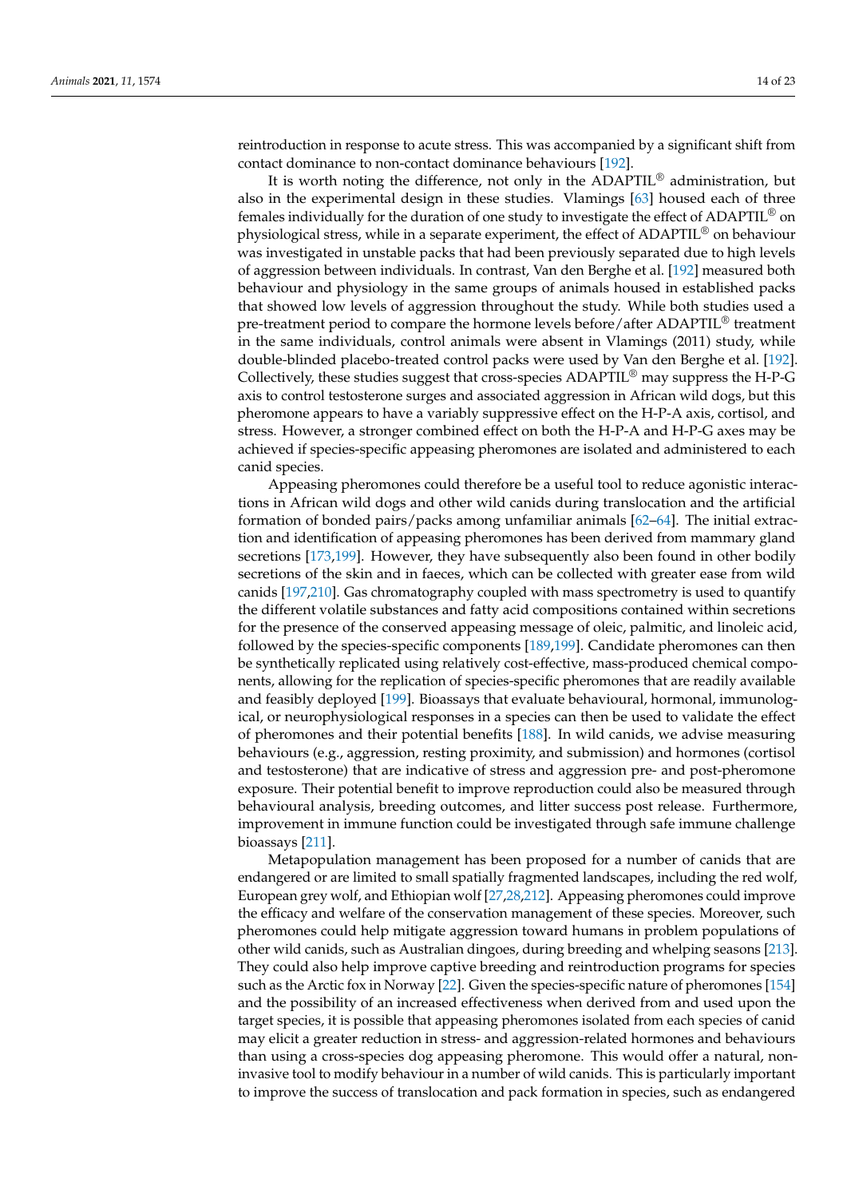reintroduction in response to acute stress. This was accompanied by a significant shift from contact dominance to non-contact dominance behaviours [192].

It is worth noting the difference, not only in the ADAPTIL® administration, but also in the experimental design in these studies. Vlamings [63] housed each of three females individually for the duration of one study to investigate the effect of ADAPTIL® on physiological stress, while in a separate experiment, the effect of ADAPTIL® on behaviour was investigated in unstable packs that had been previously separated due to high levels of aggression between individuals. In contrast, Van den Berghe et al. [192] measured both behaviour and physiology in the same groups of animals housed in established packs that showed low levels of aggression throughout the study. While both studies used a pre-treatment period to compare the hormone levels before/after ADAPTIL® treatment in the same individuals, control animals were absent in Vlamings (2011) study, while double-blinded placebo-treated control packs were used by Van den Berghe et al. [192]. Collectively, these studies suggest that cross-species ADAPTIL® may suppress the H-P-G axis to control testosterone surges and associated aggression in African wild dogs, but this pheromone appears to have a variably suppressive effect on the H-P-A axis, cortisol, and stress. However, a stronger combined effect on both the H-P-A and H-P-G axes may be achieved if species-specific appeasing pheromones are isolated and administered to each canid species.

Appeasing pheromones could therefore be a useful tool to reduce agonistic interactions in African wild dogs and other wild canids during translocation and the artificial formation of bonded pairs/packs among unfamiliar animals [62–64]. The initial extraction and identification of appeasing pheromones has been derived from mammary gland secretions [173,199]. However, they have subsequently also been found in other bodily secretions of the skin and in faeces, which can be collected with greater ease from wild canids [197,210]. Gas chromatography coupled with mass spectrometry is used to quantify the different volatile substances and fatty acid compositions contained within secretions for the presence of the conserved appeasing message of oleic, palmitic, and linoleic acid, followed by the species-specific components [189,199]. Candidate pheromones can then be synthetically replicated using relatively cost-effective, mass-produced chemical components, allowing for the replication of species-specific pheromones that are readily available and feasibly deployed [199]. Bioassays that evaluate behavioural, hormonal, immunological, or neurophysiological responses in a species can then be used to validate the effect of pheromones and their potential benefits [188]. In wild canids, we advise measuring behaviours (e.g., aggression, resting proximity, and submission) and hormones (cortisol and testosterone) that are indicative of stress and aggression pre- and post-pheromone exposure. Their potential benefit to improve reproduction could also be measured through behavioural analysis, breeding outcomes, and litter success post release. Furthermore, improvement in immune function could be investigated through safe immune challenge bioassays [211].

Metapopulation management has been proposed for a number of canids that are endangered or are limited to small spatially fragmented landscapes, including the red wolf, European grey wolf, and Ethiopian wolf [27,28,212]. Appeasing pheromones could improve the efficacy and welfare of the conservation management of these species. Moreover, such pheromones could help mitigate aggression toward humans in problem populations of other wild canids, such as Australian dingoes, during breeding and whelping seasons [213]. They could also help improve captive breeding and reintroduction programs for species such as the Arctic fox in Norway [22]. Given the species-specific nature of pheromones [154] and the possibility of an increased effectiveness when derived from and used upon the target species, it is possible that appeasing pheromones isolated from each species of canid may elicit a greater reduction in stress- and aggression-related hormones and behaviours than using a cross-species dog appeasing pheromone. This would offer a natural, non-invasive tool to modify behaviour in a number of wild canids. This is particularly important to improve the success of translocation and pack formation in species, such as endangered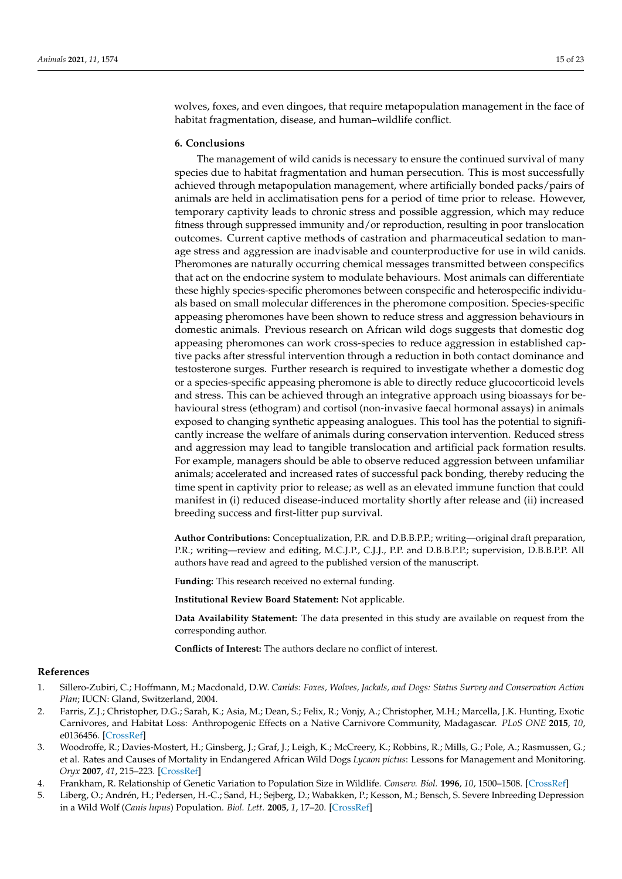wolves, foxes, and even dingoes, that require metapopulation management in the face of habitat fragmentation, disease, and human–wildlife conflict.

## 6. Conclusions

The management of wild canids is necessary to ensure the continued survival of many species due to habitat fragmentation and human persecution. This is most successfully achieved through metapopulation management, where artificially bonded packs/pairs of animals are held in acclimatisation pens for a period of time prior to release. However, temporary captivity leads to chronic stress and possible aggression, which may reduce fitness through suppressed immunity and/or reproduction, resulting in poor translocation outcomes. Current captive methods of castration and pharmaceutical sedation to manage stress and aggression are inadvisable and counterproductive for use in wild canids. Pheromones are naturally occurring chemical messages transmitted between conspecifics that act on the endocrine system to modulate behaviours. Most animals can differentiate these highly species-specific pheromones between conspecific and heterospecific individuals based on small molecular differences in the pheromone composition. Species-specific appeasing pheromones have been shown to reduce stress and aggression behaviours in domestic animals. Previous research on African wild dogs suggests that domestic dog appeasing pheromones can work cross-species to reduce aggression in established captive packs after stressful intervention through a reduction in both contact dominance and testosterone surges. Further research is required to investigate whether a domestic dog or a species-specific appeasing pheromone is able to directly reduce glucocorticoid levels and stress. This can be achieved through an integrative approach using bioassays for behavioural stress (ethogram) and cortisol (non-invasive faecal hormonal assays) in animals exposed to changing synthetic appeasing analogues. This tool has the potential to significantly increase the welfare of animals during conservation intervention. Reduced stress and aggression may lead to tangible translocation and artificial pack formation results. For example, managers should be able to observe reduced aggression between unfamiliar animals; accelerated and increased rates of successful pack bonding, thereby reducing the time spent in captivity prior to release; as well as an elevated immune function that could manifest in (i) reduced disease-induced mortality shortly after release and (ii) increased breeding success and first-litter pup survival.

**Author Contributions:** Conceptualization, P.R. and D.B.B.P.P.; writing—original draft preparation, P.R.; writing—review and editing, M.C.J.P., C.J.J., P.P. and D.B.B.P.P.; supervision, D.B.B.P.P. All authors have read and agreed to the published version of the manuscript.

**Funding:** This research received no external funding.

**Institutional Review Board Statement:** Not applicable.

**Data Availability Statement:** The data presented in this study are available on request from the corresponding author.

**Conflicts of Interest:** The authors declare no conflict of interest.

## References

1. Sillero-Zubiri, C.; Hoffmann, M.; Macdonald, D.W. *Canids: Foxes, Wolves, Jackals, and Dogs: Status Survey and Conservation Action Plan*; IUCN: Gland, Switzerland, 2004.
2. Farris, Z.J.; Christopher, D.G.; Sarah, K.; Asia, M.; Dean, S.; Felix, R.; Vonjy, A.; Christopher, M.H.; Marcella, J.K. Hunting, Exotic Carnivores, and Habitat Loss: Anthropogenic Effects on a Native Carnivore Community, Madagascar. *PLoS ONE* **2015**, *10*, e0136456. [CrossRef]
3. Woodroffe, R.; Davies-Mostert, H.; Ginsberg, J.; Graf, J.; Leigh, K.; McCreery, K.; Robbins, R.; Mills, G.; Pole, A.; Rasmussen, G.; et al. Rates and Causes of Mortality in Endangered African Wild Dogs *Lycaon pictus*: Lessons for Management and Monitoring. *Oryx* **2007**, *41*, 215–223. [CrossRef]
4. Frankham, R. Relationship of Genetic Variation to Population Size in Wildlife. *Conserv. Biol.* **1996**, *10*, 1500–1508. [CrossRef]
5. Liberg, O.; Andrén, H.; Pedersen, H.-C.; Sand, H.; Sejberg, D.; Wabakken, P.; Kesson, M.; Bensch, S. Severe Inbreeding Depression in a Wild Wolf (*Canis lupus*) Population. *Biol. Lett.* **2005**, *1*, 17–20. [CrossRef]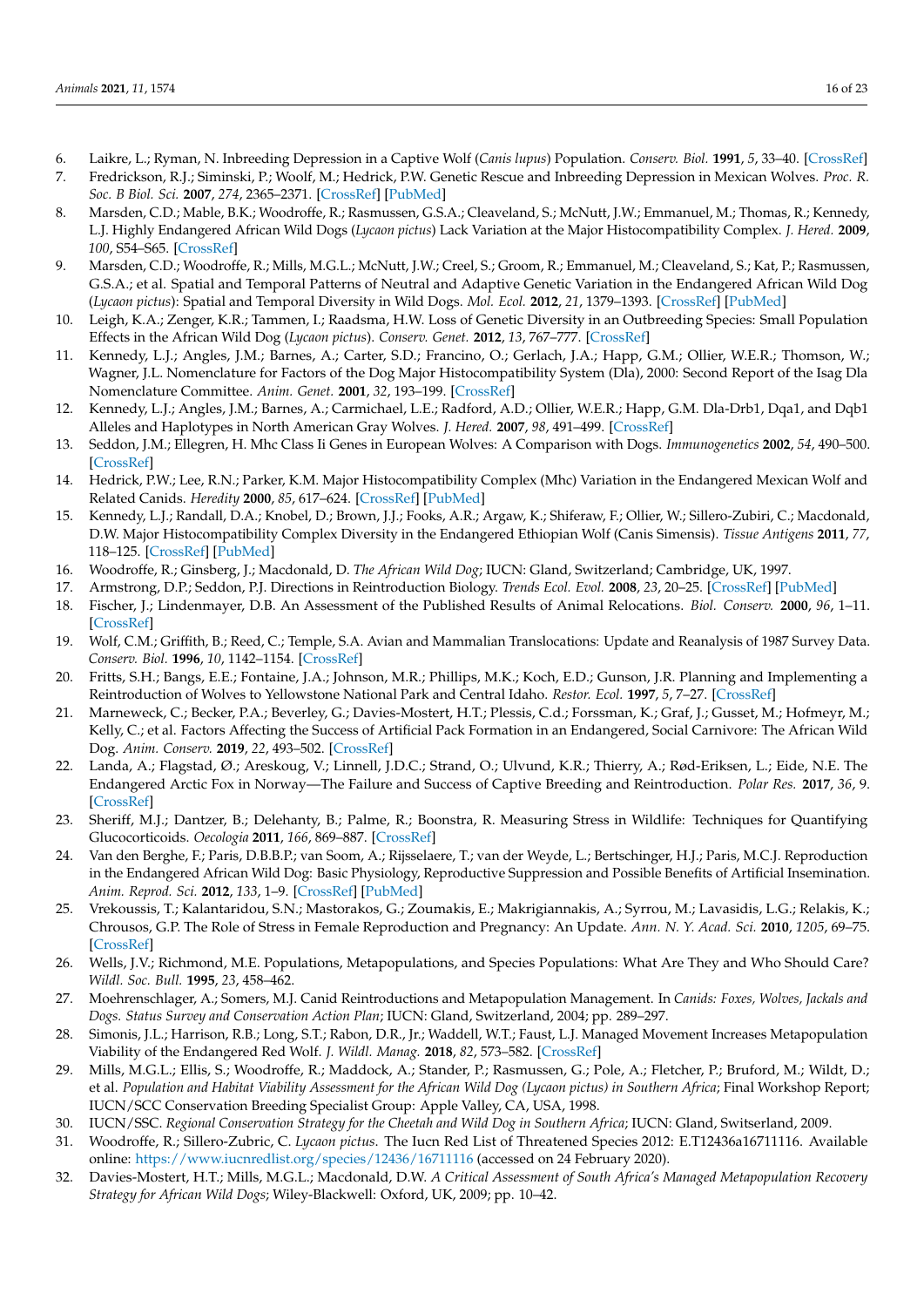6. Laikre, L.; Ryman, N. Inbreeding Depression in a Captive Wolf (*Canis lupus*) Population. *Conserv. Biol.* **1991**, *5*, 33–40. [CrossRef]
7. Fredrickson, R.J.; Siminski, P.; Woolf, M.; Hedrick, P.W. Genetic Rescue and Inbreeding Depression in Mexican Wolves. *Proc. R. Soc. B Biol. Sci.* **2007**, *274*, 2365–2371. [CrossRef] [PubMed]
8. Marsden, C.D.; Mable, B.K.; Woodroffe, R.; Rasmussen, G.S.A.; Cleaveland, S.; McNutt, J.W.; Emmanuel, M.; Thomas, R.; Kennedy, L.J. Highly Endangered African Wild Dogs (*Lycaon pictus*) Lack Variation at the Major Histocompatibility Complex. *J. Hered.* **2009**, *100*, S54–S65. [CrossRef]
9. Marsden, C.D.; Woodroffe, R.; Mills, M.G.L.; McNutt, J.W.; Creel, S.; Groom, R.; Emmanuel, M.; Cleaveland, S.; Kat, P.; Rasmussen, G.S.A.; et al. Spatial and Temporal Patterns of Neutral and Adaptive Genetic Variation in the Endangered African Wild Dog (*Lycaon pictus*): Spatial and Temporal Diversity in Wild Dogs. *Mol. Ecol.* **2012**, *21*, 1379–1393. [CrossRef] [PubMed]
10. Leigh, K.A.; Zenger, K.R.; Tammen, I.; Raadsma, H.W. Loss of Genetic Diversity in an Outbreeding Species: Small Population Effects in the African Wild Dog (*Lycaon pictus*). *Conserv. Genet.* **2012**, *13*, 767–777. [CrossRef]
11. Kennedy, L.J.; Angles, J.M.; Barnes, A.; Carter, S.D.; Francino, O.; Gerlach, J.A.; Happ, G.M.; Ollier, W.E.R.; Thomson, W.; Wagner, J.L. Nomenclature for Factors of the Dog Major Histocompatibility System (Dla), 2000: Second Report of the Isag Dla Nomenclature Committee. *Anim. Genet.* **2001**, *32*, 193–199. [CrossRef]
12. Kennedy, L.J.; Angles, J.M.; Barnes, A.; Carmichael, L.E.; Radford, A.D.; Ollier, W.E.R.; Happ, G.M. Dla-Drb1, Dqa1, and Dqb1 Alleles and Haplotypes in North American Gray Wolves. *J. Hered.* **2007**, *98*, 491–499. [CrossRef]
13. Seddon, J.M.; Ellegren, H. Mhc Class Ii Genes in European Wolves: A Comparison with Dogs. *Immunogenetics* **2002**, *54*, 490–500. [CrossRef]
14. Hedrick, P.W.; Lee, R.N.; Parker, K.M. Major Histocompatibility Complex (Mhc) Variation in the Endangered Mexican Wolf and Related Canids. *Heredity* **2000**, *85*, 617–624. [CrossRef] [PubMed]
15. Kennedy, L.J.; Randall, D.A.; Knobel, D.; Brown, J.J.; Fooks, A.R.; Argaw, K.; Shiferaw, F.; Ollier, W.; Sillero-Zubiri, C.; Macdonald, D.W. Major Histocompatibility Complex Diversity in the Endangered Ethiopian Wolf (Canis Simensis). *Tissue Antigens* **2011**, *77*, 118–125. [CrossRef] [PubMed]
16. Woodroffe, R.; Ginsberg, J.; Macdonald, D. *The African Wild Dog*; IUCN: Gland, Switzerland; Cambridge, UK, 1997.
17. Armstrong, D.P.; Seddon, P.J. Directions in Reintroduction Biology. *Trends Ecol. Evol.* **2008**, *23*, 20–25. [CrossRef] [PubMed]
18. Fischer, J.; Lindenmayer, D.B. An Assessment of the Published Results of Animal Relocations. *Biol. Conserv.* **2000**, *96*, 1–11. [CrossRef]
19. Wolf, C.M.; Griffith, B.; Reed, C.; Temple, S.A. Avian and Mammalian Translocations: Update and Reanalysis of 1987 Survey Data. *Conserv. Biol.* **1996**, *10*, 1142–1154. [CrossRef]
20. Fritts, S.H.; Bangs, E.E.; Fontaine, J.A.; Johnson, M.R.; Phillips, M.K.; Koch, E.D.; Gunson, J.R. Planning and Implementing a Reintroduction of Wolves to Yellowstone National Park and Central Idaho. *Restor. Ecol.* **1997**, *5*, 7–27. [CrossRef]
21. Marneweck, C.; Becker, P.A.; Beverley, G.; Davies-Mostert, H.T.; Plessis, C.d.; Forssman, K.; Graf, J.; Gusset, M.; Hofmeyr, M.; Kelly, C.; et al. Factors Affecting the Success of Artificial Pack Formation in an Endangered, Social Carnivore: The African Wild Dog. *Anim. Conserv.* **2019**, *22*, 493–502. [CrossRef]
22. Landa, A.; Flagstad, Ø.; Areskoug, V.; Linnell, J.D.C.; Strand, O.; Ulvund, K.R.; Thierry, A.; Rød-Eriksen, L.; Eide, N.E. The Endangered Arctic Fox in Norway—The Failure and Success of Captive Breeding and Reintroduction. *Polar Res.* **2017**, *36*, 9. [CrossRef]
23. Sheriff, M.J.; Dantzer, B.; Delehanty, B.; Palme, R.; Boonstra, R. Measuring Stress in Wildlife: Techniques for Quantifying Glucocorticoids. *Oecologia* **2011**, *166*, 869–887. [CrossRef]
24. Van den Berghe, F.; Paris, D.B.B.P.; van Soom, A.; Rijsselaere, T.; van der Weyde, L.; Bertschinger, H.J.; Paris, M.C.J. Reproduction in the Endangered African Wild Dog: Basic Physiology, Reproductive Suppression and Possible Benefits of Artificial Insemination. *Anim. Reprod. Sci.* **2012**, *133*, 1–9. [CrossRef] [PubMed]
25. Vrekoussis, T.; Kalantaridou, S.N.; Mastorakos, G.; Zoumakis, E.; Makrigiannakis, A.; Syrrou, M.; Lavasidis, L.G.; Relakis, K.; Chrousos, G.P. The Role of Stress in Female Reproduction and Pregnancy: An Update. *Ann. N. Y. Acad. Sci.* **2010**, *1205*, 69–75. [CrossRef]
26. Wells, J.V.; Richmond, M.E. Populations, Metapopulations, and Species Populations: What Are They and Who Should Care? *Wildl. Soc. Bull.* **1995**, *23*, 458–462.
27. Moehrenschlager, A.; Somers, M.J. Canid Reintroductions and Metapopulation Management. In *Canids: Foxes, Wolves, Jackals and Dogs. Status Survey and Conservation Action Plan*; IUCN: Gland, Switzerland, 2004; pp. 289–297.
28. Simonis, J.L.; Harrison, R.B.; Long, S.T.; Rabon, D.R., Jr.; Waddell, W.T.; Faust, L.J. Managed Movement Increases Metapopulation Viability of the Endangered Red Wolf. *J. Wildl. Manag.* **2018**, *82*, 573–582. [CrossRef]
29. Mills, M.G.L.; Ellis, S.; Woodroffe, R.; Maddock, A.; Stander, P.; Rasmussen, G.; Pole, A.; Fletcher, P.; Bruford, M.; Wildt, D.; et al. *Population and Habitat Viability Assessment for the African Wild Dog (Lycaon pictus) in Southern Africa*; Final Workshop Report; IUCN/SCC Conservation Breeding Specialist Group: Apple Valley, CA, USA, 1998.
30. IUCN/SSC. *Regional Conservation Strategy for the Cheetah and Wild Dog in Southern Africa*; IUCN: Gland, Switserland, 2009.
31. Woodroffe, R.; Sillero-Zubric, C. *Lycaon pictus*. The Iucn Red List of Threatened Species 2012: E.T12436a16711116. Available online: https://www.iucnredlist.org/species/12436/16711116 (accessed on 24 February 2020).
32. Davies-Mostert, H.T.; Mills, M.G.L.; Macdonald, D.W. *A Critical Assessment of South Africa's Managed Metapopulation Recovery Strategy for African Wild Dogs*; Wiley-Blackwell: Oxford, UK, 2009; pp. 10–42.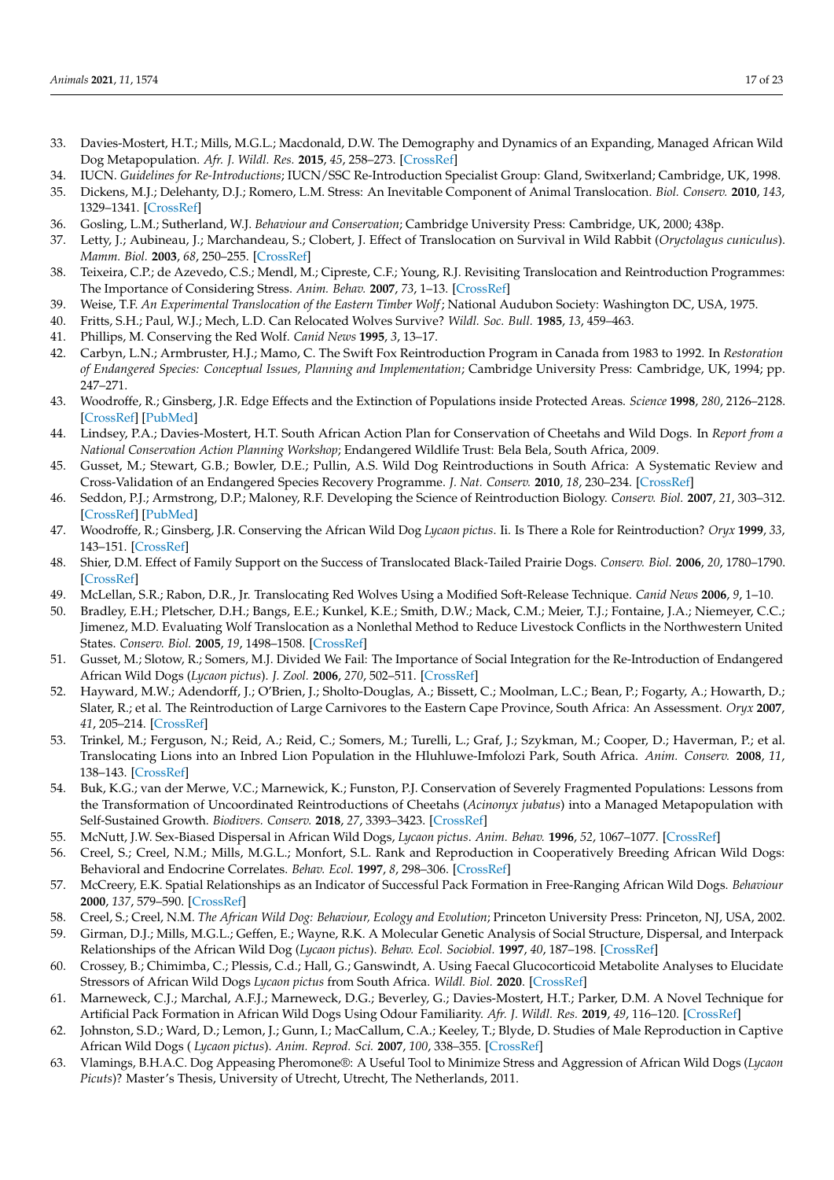33. Davies-Mostert, H.T.; Mills, M.G.L.; Macdonald, D.W. The Demography and Dynamics of an Expanding, Managed African Wild Dog Metapopulation. *Afr. J. Wildl. Res.* **2015**, *45*, 258–273. [CrossRef]
34. IUCN. *Guidelines for Re-Introductions*; IUCN/SSC Re-Introduction Specialist Group: Gland, Switxerland; Cambridge, UK, 1998.
35. Dickens, M.J.; Delehanty, D.J.; Romero, L.M. Stress: An Inevitable Component of Animal Translocation. *Biol. Conserv.* **2010**, *143*, 1329–1341. [CrossRef]
36. Gosling, L.M.; Sutherland, W.J. *Behaviour and Conservation*; Cambridge University Press: Cambridge, UK, 2000; 438p.
37. Letty, J.; Aubineau, J.; Marchandeau, S.; Clobert, J. Effect of Translocation on Survival in Wild Rabbit (*Oryctolagus cuniculus*). *Mamm. Biol.* **2003**, *68*, 250–255. [CrossRef]
38. Teixeira, C.P.; de Azevedo, C.S.; Mendl, M.; Cipreste, C.F.; Young, R.J. Revisiting Translocation and Reintroduction Programmes: The Importance of Considering Stress. *Anim. Behav.* **2007**, *73*, 1–13. [CrossRef]
39. Weise, T.F. *An Experimental Translocation of the Eastern Timber Wolf*; National Audubon Society: Washington DC, USA, 1975.
40. Fritts, S.H.; Paul, W.J.; Mech, L.D. Can Relocated Wolves Survive? *Wildl. Soc. Bull.* **1985**, *13*, 459–463.
41. Phillips, M. Conserving the Red Wolf. *Canid News* **1995**, *3*, 13–17.
42. Carbyn, L.N.; Armbruster, H.J.; Mamo, C. The Swift Fox Reintroduction Program in Canada from 1983 to 1992. In *Restoration of Endangered Species: Conceptual Issues, Planning and Implementation*; Cambridge University Press: Cambridge, UK, 1994; pp. 247–271.
43. Woodroffe, R.; Ginsberg, J.R. Edge Effects and the Extinction of Populations inside Protected Areas. *Science* **1998**, *280*, 2126–2128. [CrossRef] [PubMed]
44. Lindsey, P.A.; Davies-Mostert, H.T. South African Action Plan for Conservation of Cheetahs and Wild Dogs. In *Report from a National Conservation Action Planning Workshop*; Endangered Wildlife Trust: Bela Bela, South Africa, 2009.
45. Gusset, M.; Stewart, G.B.; Bowler, D.E.; Pullin, A.S. Wild Dog Reintroductions in South Africa: A Systematic Review and Cross-Validation of an Endangered Species Recovery Programme. *J. Nat. Conserv.* **2010**, *18*, 230–234. [CrossRef]
46. Seddon, P.J.; Armstrong, D.P.; Maloney, R.F. Developing the Science of Reintroduction Biology. *Conserv. Biol.* **2007**, *21*, 303–312. [CrossRef] [PubMed]
47. Woodroffe, R.; Ginsberg, J.R. Conserving the African Wild Dog *Lycaon pictus*. Ii. Is There a Role for Reintroduction? *Oryx* **1999**, *33*, 143–151. [CrossRef]
48. Shier, D.M. Effect of Family Support on the Success of Translocated Black-Tailed Prairie Dogs. *Conserv. Biol.* **2006**, *20*, 1780–1790. [CrossRef]
49. McLellan, S.R.; Rabon, D.R., Jr. Translocating Red Wolves Using a Modified Soft-Release Technique. *Canid News* **2006**, *9*, 1–10.
50. Bradley, E.H.; Pletscher, D.H.; Bangs, E.E.; Kunkel, K.E.; Smith, D.W.; Mack, C.M.; Meier, T.J.; Fontaine, J.A.; Niemeyer, C.C.; Jimenez, M.D. Evaluating Wolf Translocation as a Nonlethal Method to Reduce Livestock Conflicts in the Northwestern United States. *Conserv. Biol.* **2005**, *19*, 1498–1508. [CrossRef]
51. Gusset, M.; Slotow, R.; Somers, M.J. Divided We Fail: The Importance of Social Integration for the Re-Introduction of Endangered African Wild Dogs (*Lycaon pictus*). *J. Zool.* **2006**, *270*, 502–511. [CrossRef]
52. Hayward, M.W.; Adendorff, J.; O'Brien, J.; Sholto-Douglas, A.; Bissett, C.; Moolman, L.C.; Bean, P.; Fogarty, A.; Howarth, D.; Slater, R.; et al. The Reintroduction of Large Carnivores to the Eastern Cape Province, South Africa: An Assessment. *Oryx* **2007**, *41*, 205–214. [CrossRef]
53. Trinkel, M.; Ferguson, N.; Reid, A.; Reid, C.; Somers, M.; Turelli, L.; Graf, J.; Szykman, M.; Cooper, D.; Haverman, P.; et al. Translocating Lions into an Inbred Lion Population in the Hluhluwe-Imfolozi Park, South Africa. *Anim. Conserv.* **2008**, *11*, 138–143. [CrossRef]
54. Buk, K.G.; van der Merwe, V.C.; Marnewick, K.; Funston, P.J. Conservation of Severely Fragmented Populations: Lessons from the Transformation of Uncoordinated Reintroductions of Cheetahs (*Acinonyx jubatus*) into a Managed Metapopulation with Self-Sustained Growth. *Biodivers. Conserv.* **2018**, *27*, 3393–3423. [CrossRef]
55. McNutt, J.W. Sex-Biased Dispersal in African Wild Dogs, *Lycaon pictus*. *Anim. Behav.* **1996**, *52*, 1067–1077. [CrossRef]
56. Creel, S.; Creel, N.M.; Mills, M.G.L.; Monfort, S.L. Rank and Reproduction in Cooperatively Breeding African Wild Dogs: Behavioral and Endocrine Correlates. *Behav. Ecol.* **1997**, *8*, 298–306. [CrossRef]
57. McCreery, E.K. Spatial Relationships as an Indicator of Successful Pack Formation in Free-Ranging African Wild Dogs. *Behaviour* **2000**, *137*, 579–590. [CrossRef]
58. Creel, S.; Creel, N.M. *The African Wild Dog: Behaviour, Ecology and Evolution*; Princeton University Press: Princeton, NJ, USA, 2002.
59. Girman, D.J.; Mills, M.G.L.; Geffen, E.; Wayne, R.K. A Molecular Genetic Analysis of Social Structure, Dispersal, and Interpack Relationships of the African Wild Dog (*Lycaon pictus*). *Behav. Ecol. Sociobiol.* **1997**, *40*, 187–198. [CrossRef]
60. Crossey, B.; Chimimba, C.; Plessis, C.d.; Hall, G.; Ganswindt, A. Using Faecal Glucocorticoid Metabolite Analyses to Elucidate Stressors of African Wild Dogs *Lycaon pictus* from South Africa. *Wildl. Biol.* **2020**. [CrossRef]
61. Marneweck, C.J.; Marchal, A.F.J.; Marneweck, D.G.; Beverley, G.; Davies-Mostert, H.T.; Parker, D.M. A Novel Technique for Artificial Pack Formation in African Wild Dogs Using Odour Familiarity. *Afr. J. Wildl. Res.* **2019**, *49*, 116–120. [CrossRef]
62. Johnston, S.D.; Ward, D.; Lemon, J.; Gunn, I.; MacCallum, C.A.; Keeley, T.; Blyde, D. Studies of Male Reproduction in Captive African Wild Dogs ( *Lycaon pictus*). *Anim. Reprod. Sci.* **2007**, *100*, 338–355. [CrossRef]
63. Vlamings, B.H.A.C. Dog Appeasing Pheromone®: A Useful Tool to Minimize Stress and Aggression of African Wild Dogs (*Lycaon Picuts*)? Master's Thesis, University of Utrecht, Utrecht, The Netherlands, 2011.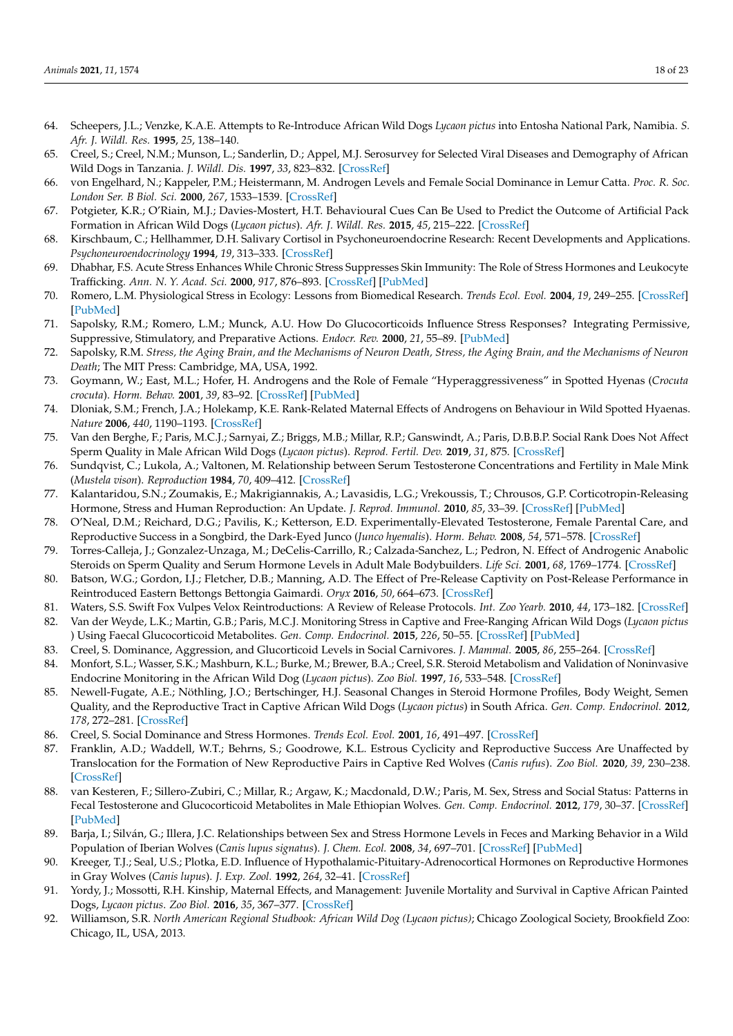64. Scheepers, J.L.; Venzke, K.A.E. Attempts to Re-Introduce African Wild Dogs *Lycaon pictus* into Entosha National Park, Namibia. *S. Afr. J. Wildl. Res.* **1995**, *25*, 138–140.
65. Creel, S.; Creel, N.M.; Munson, L.; Sanderlin, D.; Appel, M.J. Serosurvey for Selected Viral Diseases and Demography of African Wild Dogs in Tanzania. *J. Wildl. Dis.* **1997**, *33*, 823–832. [CrossRef]
66. von Engelhard, N.; Kappeler, P.M.; Heistermann, M. Androgen Levels and Female Social Dominance in Lemur Catta. *Proc. R. Soc. London Ser. B Biol. Sci.* **2000**, *267*, 1533–1539. [CrossRef]
67. Potgieter, K.R.; O'Riain, M.J.; Davies-Mostert, H.T. Behavioural Cues Can Be Used to Predict the Outcome of Artificial Pack Formation in African Wild Dogs (*Lycaon pictus*). *Afr. J. Wildl. Res.* **2015**, *45*, 215–222. [CrossRef]
68. Kirschbaum, C.; Hellhammer, D.H. Salivary Cortisol in Psychoneuroendocrine Research: Recent Developments and Applications. *Psychoneuroendocrinology* **1994**, *19*, 313–333. [CrossRef]
69. Dhabhar, F.S. Acute Stress Enhances While Chronic Stress Suppresses Skin Immunity: The Role of Stress Hormones and Leukocyte Trafficking. *Ann. N. Y. Acad. Sci.* **2000**, *917*, 876–893. [CrossRef] [PubMed]
70. Romero, L.M. Physiological Stress in Ecology: Lessons from Biomedical Research. *Trends Ecol. Evol.* **2004**, *19*, 249–255. [CrossRef] [PubMed]
71. Sapolsky, R.M.; Romero, L.M.; Munck, A.U. How Do Glucocorticoids Influence Stress Responses? Integrating Permissive, Suppressive, Stimulatory, and Preparative Actions. *Endocr. Rev.* **2000**, *21*, 55–89. [PubMed]
72. Sapolsky, R.M. *Stress, the Aging Brain, and the Mechanisms of Neuron Death, Stress, the Aging Brain, and the Mechanisms of Neuron Death*; The MIT Press: Cambridge, MA, USA, 1992.
73. Goymann, W.; East, M.L.; Hofer, H. Androgens and the Role of Female "Hyperaggressiveness" in Spotted Hyenas (*Crocuta crocuta*). *Horm. Behav.* **2001**, *39*, 83–92. [CrossRef] [PubMed]
74. Dloniak, S.M.; French, J.A.; Holekamp, K.E. Rank-Related Maternal Effects of Androgens on Behaviour in Wild Spotted Hyaenas. *Nature* **2006**, *440*, 1190–1193. [CrossRef]
75. Van den Berghe, F.; Paris, M.C.J.; Sarnyai, Z.; Briggs, M.B.; Millar, R.P.; Ganswindt, A.; Paris, D.B.B.P. Social Rank Does Not Affect Sperm Quality in Male African Wild Dogs (*Lycaon pictus*). *Reprod. Fertil. Dev.* **2019**, *31*, 875. [CrossRef]
76. Sundqvist, C.; Lukola, A.; Valtonen, M. Relationship between Serum Testosterone Concentrations and Fertility in Male Mink (*Mustela vison*). *Reproduction* **1984**, *70*, 409–412. [CrossRef]
77. Kalantaridou, S.N.; Zoumakis, E.; Makrigiannakis, A.; Lavasidis, L.G.; Vrekoussis, T.; Chrousos, G.P. Corticotropin-Releasing Hormone, Stress and Human Reproduction: An Update. *J. Reprod. Immunol.* **2010**, *85*, 33–39. [CrossRef] [PubMed]
78. O'Neal, D.M.; Reichard, D.G.; Pavilis, K.; Ketterson, E.D. Experimentally-Elevated Testosterone, Female Parental Care, and Reproductive Success in a Songbird, the Dark-Eyed Junco (*Junco hyemalis*). *Horm. Behav.* **2008**, *54*, 571–578. [CrossRef]
79. Torres-Calleja, J.; Gonzalez-Unzaga, M.; DeCelis-Carrillo, R.; Calzada-Sanchez, L.; Pedron, N. Effect of Androgenic Anabolic Steroids on Sperm Quality and Serum Hormone Levels in Adult Male Bodybuilders. *Life Sci.* **2001**, *68*, 1769–1774. [CrossRef]
80. Batson, W.G.; Gordon, I.J.; Fletcher, D.B.; Manning, A.D. The Effect of Pre-Release Captivity on Post-Release Performance in Reintroduced Eastern Bettongs Bettongia Gaimardi. *Oryx* **2016**, *50*, 664–673. [CrossRef]
81. Waters, S.S. Swift Fox Vulpes Velox Reintroductions: A Review of Release Protocols. *Int. Zoo Yearb.* **2010**, *44*, 173–182. [CrossRef]
82. Van der Weyde, L.K.; Martin, G.B.; Paris, M.C.J. Monitoring Stress in Captive and Free-Ranging African Wild Dogs (*Lycaon pictus* ) Using Faecal Glucocorticoid Metabolites. *Gen. Comp. Endocrinol.* **2015**, *226*, 50–55. [CrossRef] [PubMed]
83. Creel, S. Dominance, Aggression, and Glucorticoid Levels in Social Carnivores. *J. Mammal.* **2005**, *86*, 255–264. [CrossRef]
84. Monfort, S.L.; Wasser, S.K.; Mashburn, K.L.; Burke, M.; Brewer, B.A.; Creel, S.R. Steroid Metabolism and Validation of Noninvasive Endocrine Monitoring in the African Wild Dog (*Lycaon pictus*). *Zoo Biol.* **1997**, *16*, 533–548. [CrossRef]
85. Newell-Fugate, A.E.; Nöthling, J.O.; Bertschinger, H.J. Seasonal Changes in Steroid Hormone Profiles, Body Weight, Semen Quality, and the Reproductive Tract in Captive African Wild Dogs (*Lycaon pictus*) in South Africa. *Gen. Comp. Endocrinol.* **2012**, *178*, 272–281. [CrossRef]
86. Creel, S. Social Dominance and Stress Hormones. *Trends Ecol. Evol.* **2001**, *16*, 491–497. [CrossRef]
87. Franklin, A.D.; Waddell, W.T.; Behrns, S.; Goodrowe, K.L. Estrous Cyclicity and Reproductive Success Are Unaffected by Translocation for the Formation of New Reproductive Pairs in Captive Red Wolves (*Canis rufus*). *Zoo Biol.* **2020**, *39*, 230–238. [CrossRef]
88. van Kesteren, F.; Sillero-Zubiri, C.; Millar, R.; Argaw, K.; Macdonald, D.W.; Paris, M. Sex, Stress and Social Status: Patterns in Fecal Testosterone and Glucocorticoid Metabolites in Male Ethiopian Wolves. *Gen. Comp. Endocrinol.* **2012**, *179*, 30–37. [CrossRef] [PubMed]
89. Barja, I.; Silván, G.; Illera, J.C. Relationships between Sex and Stress Hormone Levels in Feces and Marking Behavior in a Wild Population of Iberian Wolves (*Canis lupus signatus*). *J. Chem. Ecol.* **2008**, *34*, 697–701. [CrossRef] [PubMed]
90. Kreeger, T.J.; Seal, U.S.; Plotka, E.D. Influence of Hypothalamic-Pituitary-Adrenocortical Hormones on Reproductive Hormones in Gray Wolves (*Canis lupus*). *J. Exp. Zool.* **1992**, *264*, 32–41. [CrossRef]
91. Yordy, J.; Mossotti, R.H. Kinship, Maternal Effects, and Management: Juvenile Mortality and Survival in Captive African Painted Dogs, *Lycaon pictus*. *Zoo Biol.* **2016**, *35*, 367–377. [CrossRef]
92. Williamson, S.R. *North American Regional Studbook: African Wild Dog (Lycaon pictus)*; Chicago Zoological Society, Brookfield Zoo: Chicago, IL, USA, 2013.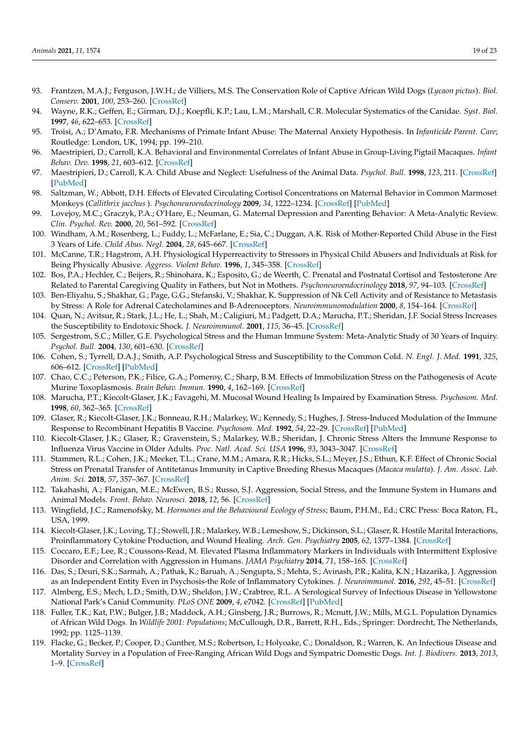93. Frantzen, M.A.J.; Ferguson, J.W.H.; de Villiers, M.S. The Conservation Role of Captive African Wild Dogs (*Lycaon pictus*). *Biol. Conserv.* **2001**, *100*, 253–260. [CrossRef]
94. Wayne, R.K.; Geffen, E.; Girman, D.J.; Koepfli, K.P.; Lau, L.M.; Marshall, C.R. Molecular Systematics of the Canidae. *Syst. Biol.* **1997**, *46*, 622–653. [CrossRef]
95. Troisi, A.; D'Amato, F.R. Mechanisms of Primate Infant Abuse: The Maternal Anxiety Hypothesis. In *Infanticide Parent. Care*; Routledge: London, UK, 1994; pp. 199–210.
96. Maestripieri, D.; Carroll, K.A. Behavioral and Environmental Correlates of Infant Abuse in Group-Living Pigtail Macaques. *Infant Behav. Dev.* **1998**, *21*, 603–612. [CrossRef]
97. Maestripieri, D.; Carroll, K.A. Child Abuse and Neglect: Usefulness of the Animal Data. *Psychol. Bull.* **1998**, *123*, 211. [CrossRef] [PubMed]
98. Saltzman, W.; Abbott, D.H. Effects of Elevated Circulating Cortisol Concentrations on Maternal Behavior in Common Marmoset Monkeys (*Callithrix jacchus* ). *Psychoneuroendocrinology* **2009**, *34*, 1222–1234. [CrossRef] [PubMed]
99. Lovejoy, M.C.; Graczyk, P.A.; O'Hare, E.; Neuman, G. Maternal Depression and Parenting Behavior: A Meta-Analytic Review. *Clin. Psychol. Rev.* **2000**, *20*, 561–592. [CrossRef]
100. Windham, A.M.; Rosenberg, L.; Fuddy, L.; McFarlane, E.; Sia, C.; Duggan, A.K. Risk of Mother-Reported Child Abuse in the First 3 Years of Life. *Child Abus. Negl.* **2004**, *28*, 645–667. [CrossRef]
101. McCanne, T.R.; Hagstrom, A.H. Physiological Hyperreactivity to Stressors in Physical Child Abusers and Individuals at Risk for Being Physically Abusive. *Aggress. Violent Behav.* **1996**, *1*, 345–358. [CrossRef]
102. Bos, P.A.; Hechler, C.; Beijers, R.; Shinohara, K.; Esposito, G.; de Weerth, C. Prenatal and Postnatal Cortisol and Testosterone Are Related to Parental Caregiving Quality in Fathers, but Not in Mothers. *Psychoneuroendocrinology* **2018**, *97*, 94–103. [CrossRef]
103. Ben-Eliyahu, S.; Shakhar, G.; Page, G.G.; Stefanski, V.; Shakhar, K. Suppression of Nk Cell Activity and of Resistance to Metastasis by Stress: A Role for Adrenal Catecholamines and Β-Adrenoceptors. *Neuroimmunomodulation* **2000**, *8*, 154–164. [CrossRef]
104. Quan, N.; Avitsur, R.; Stark, J.L.; He, L.; Shah, M.; Caligiuri, M.; Padgett, D.A.; Marucha, P.T.; Sheridan, J.F. Social Stress Increases the Susceptibility to Endotoxic Shock. *J. Neuroimmunol.* **2001**, *115*, 36–45. [CrossRef]
105. Sergestrom, S.C.; Miller, G.E. Psychological Stress and the Human Immune System: Meta-Analytic Study of 30 Years of Inquiry. *Psychol. Bull.* **2004**, *130*, 601–630. [CrossRef]
106. Cohen, S.; Tyrrell, D.A.J.; Smith, A.P. Psychological Stress and Susceptibility to the Common Cold. *N. Engl. J. Med.* **1991**, *325*, 606–612. [CrossRef] [PubMed]
107. Chao, C.C.; Peterson, P.K.; Filice, G.A.; Pomeroy, C.; Sharp, B.M. Effects of Immobilization Stress on the Pathogenesis of Acute Murine Toxoplasmosis. *Brain Behav. Immun.* **1990**, *4*, 162–169. [CrossRef]
108. Marucha, P.T.; Kiecolt-Glaser, J.K.; Favagehi, M. Mucosal Wound Healing Is Impaired by Examination Stress. *Psychosom. Med.* **1998**, *60*, 362–365. [CrossRef]
109. Glaser, R.; Kiecolt-Glaser, J.K.; Bonneau, R.H.; Malarkey, W.; Kennedy, S.; Hughes, J. Stress-Induced Modulation of the Immune Response to Recombinant Hepatitis B Vaccine. *Psychosom. Med.* **1992**, *54*, 22–29. [CrossRef] [PubMed]
110. Kiecolt-Glaser, J.K.; Glaser, R.; Gravenstein, S.; Malarkey, W.B.; Sheridan, J. Chronic Stress Alters the Immune Response to Influenza Virus Vaccine in Older Adults. *Proc. Natl. Acad. Sci. USA* **1996**, *93*, 3043–3047. [CrossRef]
111. Stammen, R.L.; Cohen, J.K.; Meeker, T.L.; Crane, M.M.; Amara, R.R.; Hicks, S.L.; Meyer, J.S.; Ethun, K.F. Effect of Chronic Social Stress on Prenatal Transfer of Antitetanus Immunity in Captive Breeding Rhesus Macaques (*Macaca mulatta*). *J. Am. Assoc. Lab. Anim. Sci.* **2018**, *57*, 357–367. [CrossRef]
112. Takahashi, A.; Flanigan, M.E.; McEwen, B.S.; Russo, S.J. Aggression, Social Stress, and the Immune System in Humans and Animal Models. *Front. Behav. Neurosci.* **2018**, *12*, 56. [CrossRef]
113. Wingfield, J.C.; Ramenofsky, M. *Hormones and the Behavioural Ecology of Stress*; Baum, P.H.M., Ed.; CRC Press: Boca Raton, FL, USA, 1999.
114. Kiecolt-Glaser, J.K.; Loving, T.J.; Stowell, J.R.; Malarkey, W.B.; Lemeshow, S.; Dickinson, S.L.; Glaser, R. Hostile Marital Interactions, Proinflammatory Cytokine Production, and Wound Healing. *Arch. Gen. Psychiatry* **2005**, *62*, 1377–1384. [CrossRef]
115. Coccaro, E.F.; Lee, R.; Coussons-Read, M. Elevated Plasma Inflammatory Markers in Individuals with Intermittent Explosive Disorder and Correlation with Aggression in Humans. *JAMA Psychiatry* **2014**, *71*, 158–165. [CrossRef]
116. Das, S.; Deuri, S.K.; Sarmah, A.; Pathak, K.; Baruah, A.; Sengupta, S.; Mehta, S.; Avinash, P.R.; Kalita, K.N.; Hazarika, J. Aggression as an Independent Entity Even in Psychosis-the Role of Inflammatory Cytokines. *J. Neuroimmunol.* **2016**, *292*, 45–51. [CrossRef]
117. Almberg, E.S.; Mech, L.D.; Smith, D.W.; Sheldon, J.W.; Crabtree, R.L. A Serological Survey of Infectious Disease in Yellowstone National Park's Canid Community. *PLoS ONE* **2009**, *4*, e7042. [CrossRef] [PubMed]
118. Fuller, T.K.; Kat, P.W.; Bulger, J.B.; Maddock, A.H.; Ginsberg, J.R.; Burrows, R.; Mcnutt, J.W.; Mills, M.G.L. Population Dynamics of African Wild Dogs. In *Wildlife 2001: Populations*; McCullough, D.R., Barrett, R.H., Eds.; Springer: Dordrecht, The Netherlands, 1992; pp. 1125–1139.
119. Flacke, G.; Becker, P.; Cooper, D.; Gunther, M.S.; Robertson, I.; Holyoake, C.; Donaldson, R.; Warren, K. An Infectious Disease and Mortality Survey in a Population of Free-Ranging African Wild Dogs and Sympatric Domestic Dogs. *Int. J. Biodivers.* **2013**, *2013*, 1–9. [CrossRef]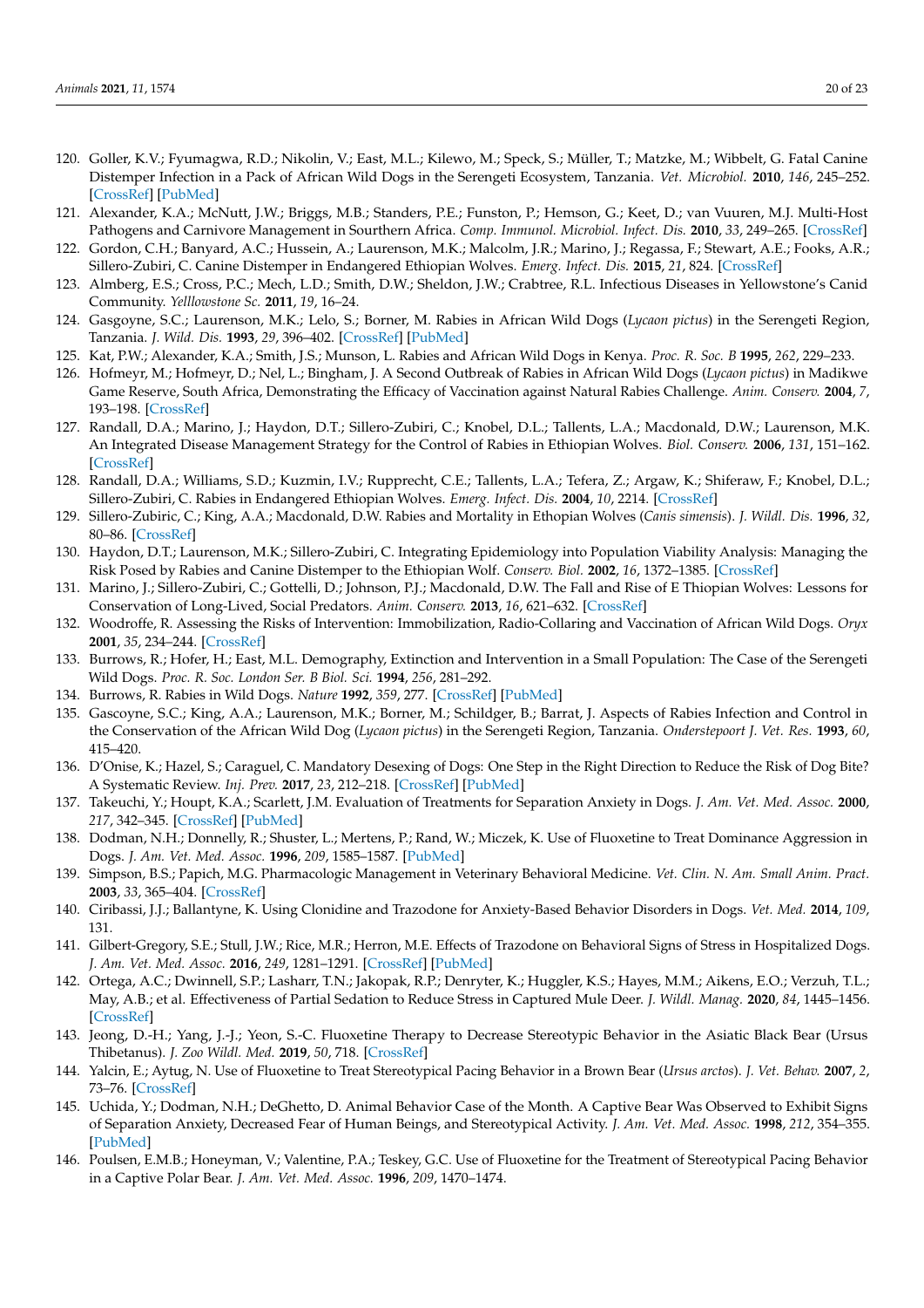120. Goller, K.V.; Fyumagwa, R.D.; Nikolin, V.; East, M.L.; Kilewo, M.; Speck, S.; Müller, T.; Matzke, M.; Wibbelt, G. Fatal Canine Distemper Infection in a Pack of African Wild Dogs in the Serengeti Ecosystem, Tanzania. *Vet. Microbiol.* **2010**, *146*, 245–252. [CrossRef] [PubMed]
121. Alexander, K.A.; McNutt, J.W.; Briggs, M.B.; Standers, P.E.; Funston, P.; Hemson, G.; Keet, D.; van Vuuren, M.J. Multi-Host Pathogens and Carnivore Management in Southern Africa. *Comp. Immunol. Microbiol. Infect. Dis.* **2010**, *33*, 249–265. [CrossRef]
122. Gordon, C.H.; Banyard, A.C.; Hussein, A.; Laurenson, M.K.; Malcolm, J.R.; Marino, J.; Regassa, F.; Stewart, A.E.; Fooks, A.R.; Sillero-Zubiri, C. Canine Distemper in Endangered Ethiopian Wolves. *Emerg. Infect. Dis.* **2015**, *21*, 824. [CrossRef]
123. Almberg, E.S.; Cross, P.C.; Mech, L.D.; Smith, D.W.; Sheldon, J.W.; Crabtree, R.L. Infectious Diseases in Yellowstone's Canid Community. *Yelllowstone Sc.* **2011**, *19*, 16–24.
124. Gasgoyne, S.C.; Laurenson, M.K.; Lelo, S.; Borner, M. Rabies in African Wild Dogs (*Lycaon pictus*) in the Serengeti Region, Tanzania. *J. Wild. Dis.* **1993**, *29*, 396–402. [CrossRef] [PubMed]
125. Kat, P.W.; Alexander, K.A.; Smith, J.S.; Munson, L. Rabies and African Wild Dogs in Kenya. *Proc. R. Soc. B* **1995**, *262*, 229–233.
126. Hofmeyr, M.; Hofmeyr, D.; Nel, L.; Bingham, J. A Second Outbreak of Rabies in African Wild Dogs (*Lycaon pictus*) in Madikwe Game Reserve, South Africa, Demonstrating the Efficacy of Vaccination against Natural Rabies Challenge. *Anim. Conserv.* **2004**, *7*, 193–198. [CrossRef]
127. Randall, D.A.; Marino, J.; Haydon, D.T.; Sillero-Zubiri, C.; Knobel, D.L.; Tallents, L.A.; Macdonald, D.W.; Laurenson, M.K. An Integrated Disease Management Strategy for the Control of Rabies in Ethiopian Wolves. *Biol. Conserv.* **2006**, *131*, 151–162. [CrossRef]
128. Randall, D.A.; Williams, S.D.; Kuzmin, I.V.; Rupprecht, C.E.; Tallents, L.A.; Tefera, Z.; Argaw, K.; Shiferaw, F.; Knobel, D.L.; Sillero-Zubiri, C. Rabies in Endangered Ethiopian Wolves. *Emerg. Infect. Dis.* **2004**, *10*, 2214. [CrossRef]
129. Sillero-Zubiric, C.; King, A.A.; Macdonald, D.W. Rabies and Mortality in Ethopian Wolves (*Canis simensis*). *J. Wildl. Dis.* **1996**, *32*, 80–86. [CrossRef]
130. Haydon, D.T.; Laurenson, M.K.; Sillero-Zubiri, C. Integrating Epidemiology into Population Viability Analysis: Managing the Risk Posed by Rabies and Canine Distemper to the Ethiopian Wolf. *Conserv. Biol.* **2002**, *16*, 1372–1385. [CrossRef]
131. Marino, J.; Sillero-Zubiri, C.; Gottelli, D.; Johnson, P.J.; Macdonald, D.W. The Fall and Rise of E Thiopian Wolves: Lessons for Conservation of Long-Lived, Social Predators. *Anim. Conserv.* **2013**, *16*, 621–632. [CrossRef]
132. Woodroffe, R. Assessing the Risks of Intervention: Immobilization, Radio-Collaring and Vaccination of African Wild Dogs. *Oryx* **2001**, *35*, 234–244. [CrossRef]
133. Burrows, R.; Hofer, H.; East, M.L. Demography, Extinction and Intervention in a Small Population: The Case of the Serengeti Wild Dogs. *Proc. R. Soc. London Ser. B Biol. Sci.* **1994**, *256*, 281–292.
134. Burrows, R. Rabies in Wild Dogs. *Nature* **1992**, *359*, 277. [CrossRef] [PubMed]
135. Gascoyne, S.C.; King, A.A.; Laurenson, M.K.; Borner, M.; Schildger, B.; Barrat, J. Aspects of Rabies Infection and Control in the Conservation of the African Wild Dog (*Lycaon pictus*) in the Serengeti Region, Tanzania. *Onderstepoort J. Vet. Res.* **1993**, *60*, 415–420.
136. D'Onise, K.; Hazel, S.; Caraguel, C. Mandatory Desexing of Dogs: One Step in the Right Direction to Reduce the Risk of Dog Bite? A Systematic Review. *Inj. Prev.* **2017**, *23*, 212–218. [CrossRef] [PubMed]
137. Takeuchi, Y.; Houpt, K.A.; Scarlett, J.M. Evaluation of Treatments for Separation Anxiety in Dogs. *J. Am. Vet. Med. Assoc.* **2000**, *217*, 342–345. [CrossRef] [PubMed]
138. Dodman, N.H.; Donnelly, R.; Shuster, L.; Mertens, P.; Rand, W.; Miczek, K. Use of Fluoxetine to Treat Dominance Aggression in Dogs. *J. Am. Vet. Med. Assoc.* **1996**, *209*, 1585–1587. [PubMed]
139. Simpson, B.S.; Papich, M.G. Pharmacologic Management in Veterinary Behavioral Medicine. *Vet. Clin. N. Am. Small Anim. Pract.* **2003**, *33*, 365–404. [CrossRef]
140. Ciribassi, J.J.; Ballantyne, K. Using Clonidine and Trazodone for Anxiety-Based Behavior Disorders in Dogs. *Vet. Med.* **2014**, *109*, 131.
141. Gilbert-Gregory, S.E.; Stull, J.W.; Rice, M.R.; Herron, M.E. Effects of Trazodone on Behavioral Signs of Stress in Hospitalized Dogs. *J. Am. Vet. Med. Assoc.* **2016**, *249*, 1281–1291. [CrossRef] [PubMed]
142. Ortega, A.C.; Dwinnell, S.P.; Lasharr, T.N.; Jakopak, R.P.; Denryter, K.; Huggler, K.S.; Hayes, M.M.; Aikens, E.O.; Verzuh, T.L.; May, A.B.; et al. Effectiveness of Partial Sedation to Reduce Stress in Captured Mule Deer. *J. Wildl. Manag.* **2020**, *84*, 1445–1456. [CrossRef]
143. Jeong, D.-H.; Yang, J.-J.; Yeon, S.-C. Fluoxetine Therapy to Decrease Stereotypic Behavior in the Asiatic Black Bear (Ursus Thibetanus). *J. Zoo Wildl. Med.* **2019**, *50*, 718. [CrossRef]
144. Yalcin, E.; Aytug, N. Use of Fluoxetine to Treat Stereotypical Pacing Behavior in a Brown Bear (*Ursus arctos*). *J. Vet. Behav.* **2007**, *2*, 73–76. [CrossRef]
145. Uchida, Y.; Dodman, N.H.; DeGhetto, D. Animal Behavior Case of the Month. A Captive Bear Was Observed to Exhibit Signs of Separation Anxiety, Decreased Fear of Human Beings, and Stereotypical Activity. *J. Am. Vet. Med. Assoc.* **1998**, *212*, 354–355. [PubMed]
146. Poulsen, E.M.B.; Honeyman, V.; Valentine, P.A.; Teskey, G.C. Use of Fluoxetine for the Treatment of Stereotypical Pacing Behavior in a Captive Polar Bear. *J. Am. Vet. Med. Assoc.* **1996**, *209*, 1470–1474.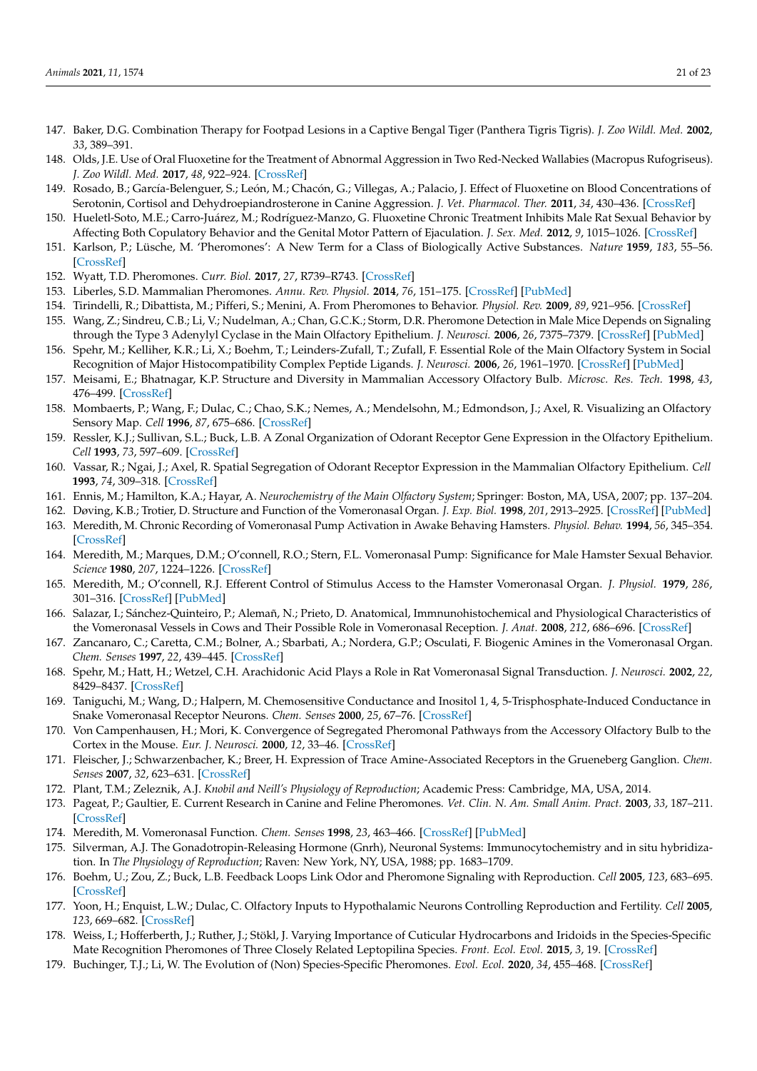147. Baker, D.G. Combination Therapy for Footpad Lesions in a Captive Bengal Tiger (Panthera Tigris Tigris). *J. Zoo Wildl. Med.* **2002**, *33*, 389–391.
148. Olds, J.E. Use of Oral Fluoxetine for the Treatment of Abnormal Aggression in Two Red-Necked Wallabies (Macropus Rufogriseus). *J. Zoo Wildl. Med.* **2017**, *48*, 922–924. [CrossRef]
149. Rosado, B.; García-Belenguer, S.; León, M.; Chacón, G.; Villegas, A.; Palacio, J. Effect of Fluoxetine on Blood Concentrations of Serotonin, Cortisol and Dehydroepiandrosterone in Canine Aggression. *J. Vet. Pharmacol. Ther.* **2011**, *34*, 430–436. [CrossRef]
150. Hueletl-Soto, M.E.; Carro-Juárez, M.; Rodríguez-Manzo, G. Fluoxetine Chronic Treatment Inhibits Male Rat Sexual Behavior by Affecting Both Copulatory Behavior and the Genital Motor Pattern of Ejaculation. *J. Sex. Med.* **2012**, *9*, 1015–1026. [CrossRef]
151. Karlson, P.; Lüsche, M. 'Pheromones': A New Term for a Class of Biologically Active Substances. *Nature* **1959**, *183*, 55–56. [CrossRef]
152. Wyatt, T.D. Pheromones. *Curr. Biol.* **2017**, *27*, R739–R743. [CrossRef]
153. Liberles, S.D. Mammalian Pheromones. *Annu. Rev. Physiol.* **2014**, *76*, 151–175. [CrossRef] [PubMed]
154. Tirindelli, R.; Dibattista, M.; Pifferi, S.; Menini, A. From Pheromones to Behavior. *Physiol. Rev.* **2009**, *89*, 921–956. [CrossRef]
155. Wang, Z.; Sindreu, C.B.; Li, V.; Nudelman, A.; Chan, G.C.K.; Storm, D.R. Pheromone Detection in Male Mice Depends on Signaling through the Type 3 Adenylyl Cyclase in the Main Olfactory Epithelium. *J. Neurosci.* **2006**, *26*, 7375–7379. [CrossRef] [PubMed]
156. Spehr, M.; Kelliher, K.R.; Li, X.; Boehm, T.; Leinders-Zufall, T.; Zufall, F. Essential Role of the Main Olfactory System in Social Recognition of Major Histocompatibility Complex Peptide Ligands. *J. Neurosci.* **2006**, *26*, 1961–1970. [CrossRef] [PubMed]
157. Meisami, E.; Bhatnagar, K.P. Structure and Diversity in Mammalian Accessory Olfactory Bulb. *Microsc. Res. Tech.* **1998**, *43*, 476–499. [CrossRef]
158. Mombaerts, P.; Wang, F.; Dulac, C.; Chao, S.K.; Nemes, A.; Mendelsohn, M.; Edmondson, J.; Axel, R. Visualizing an Olfactory Sensory Map. *Cell* **1996**, *87*, 675–686. [CrossRef]
159. Ressler, K.J.; Sullivan, S.L.; Buck, L.B. A Zonal Organization of Odorant Receptor Gene Expression in the Olfactory Epithelium. *Cell* **1993**, *73*, 597–609. [CrossRef]
160. Vassar, R.; Ngai, J.; Axel, R. Spatial Segregation of Odorant Receptor Expression in the Mammalian Olfactory Epithelium. *Cell* **1993**, *74*, 309–318. [CrossRef]
161. Ennis, M.; Hamilton, K.A.; Hayar, A. *Neurochemistry of the Main Olfactory System*; Springer: Boston, MA, USA, 2007; pp. 137–204.
162. Døving, K.B.; Trotier, D. Structure and Function of the Vomeronasal Organ. *J. Exp. Biol.* **1998**, *201*, 2913–2925. [CrossRef] [PubMed]
163. Meredith, M. Chronic Recording of Vomeronasal Pump Activation in Awake Behaving Hamsters. *Physiol. Behav.* **1994**, *56*, 345–354. [CrossRef]
164. Meredith, M.; Marques, D.M.; O'connell, R.O.; Stern, F.L. Vomeronasal Pump: Significance for Male Hamster Sexual Behavior. *Science* **1980**, *207*, 1224–1226. [CrossRef]
165. Meredith, M.; O'connell, R.J. Efferent Control of Stimulus Access to the Hamster Vomeronasal Organ. *J. Physiol.* **1979**, *286*, 301–316. [CrossRef] [PubMed]
166. Salazar, I.; Sánchez-Quinteiro, P.; Alemañ, N.; Prieto, D. Anatomical, Immnunohistochemical and Physiological Characteristics of the Vomeronasal Vessels in Cows and Their Possible Role in Vomeronasal Reception. *J. Anat.* **2008**, *212*, 686–696. [CrossRef]
167. Zancanaro, C.; Caretta, C.M.; Bolner, A.; Sbarbati, A.; Nordera, G.P.; Osculati, F. Biogenic Amines in the Vomeronasal Organ. *Chem. Senses* **1997**, *22*, 439–445. [CrossRef]
168. Spehr, M.; Hatt, H.; Wetzel, C.H. Arachidonic Acid Plays a Role in Rat Vomeronasal Signal Transduction. *J. Neurosci.* **2002**, *22*, 8429–8437. [CrossRef]
169. Taniguchi, M.; Wang, D.; Halpern, M. Chemosensitive Conductance and Inositol 1, 4, 5-Trisphosphate-Induced Conductance in Snake Vomeronasal Receptor Neurons. *Chem. Senses* **2000**, *25*, 67–76. [CrossRef]
170. Von Campenhausen, H.; Mori, K. Convergence of Segregated Pheromonal Pathways from the Accessory Olfactory Bulb to the Cortex in the Mouse. *Eur. J. Neurosci.* **2000**, *12*, 33–46. [CrossRef]
171. Fleischer, J.; Schwarzenbacher, K.; Breer, H. Expression of Trace Amine-Associated Receptors in the Grueneberg Ganglion. *Chem. Senses* **2007**, *32*, 623–631. [CrossRef]
172. Plant, T.M.; Zeleznik, A.J. *Knobil and Neill's Physiology of Reproduction*; Academic Press: Cambridge, MA, USA, 2014.
173. Pageat, P.; Gaultier, E. Current Research in Canine and Feline Pheromones. *Vet. Clin. N. Am. Small Anim. Pract.* **2003**, *33*, 187–211. [CrossRef]
174. Meredith, M. Vomeronasal Function. *Chem. Senses* **1998**, *23*, 463–466. [CrossRef] [PubMed]
175. Silverman, A.J. The Gonadotropin-Releasing Hormone (Gnrh), Neuronal Systems: Immunocytochemistry and in situ hybridization. In *The Physiology of Reproduction*; Raven: New York, NY, USA, 1988; pp. 1683–1709.
176. Boehm, U.; Zou, Z.; Buck, L.B. Feedback Loops Link Odor and Pheromone Signaling with Reproduction. *Cell* **2005**, *123*, 683–695. [CrossRef]
177. Yoon, H.; Enquist, L.W.; Dulac, C. Olfactory Inputs to Hypothalamic Neurons Controlling Reproduction and Fertility. *Cell* **2005**, *123*, 669–682. [CrossRef]
178. Weiss, I.; Hofferberth, J.; Ruther, J.; Stökl, J. Varying Importance of Cuticular Hydrocarbons and Iridoids in the Species-Specific Mate Recognition Pheromones of Three Closely Related Leptopilina Species. *Front. Ecol. Evol.* **2015**, *3*, 19. [CrossRef]
179. Buchinger, T.J.; Li, W. The Evolution of (Non) Species-Specific Pheromones. *Evol. Ecol.* **2020**, *34*, 455–468. [CrossRef]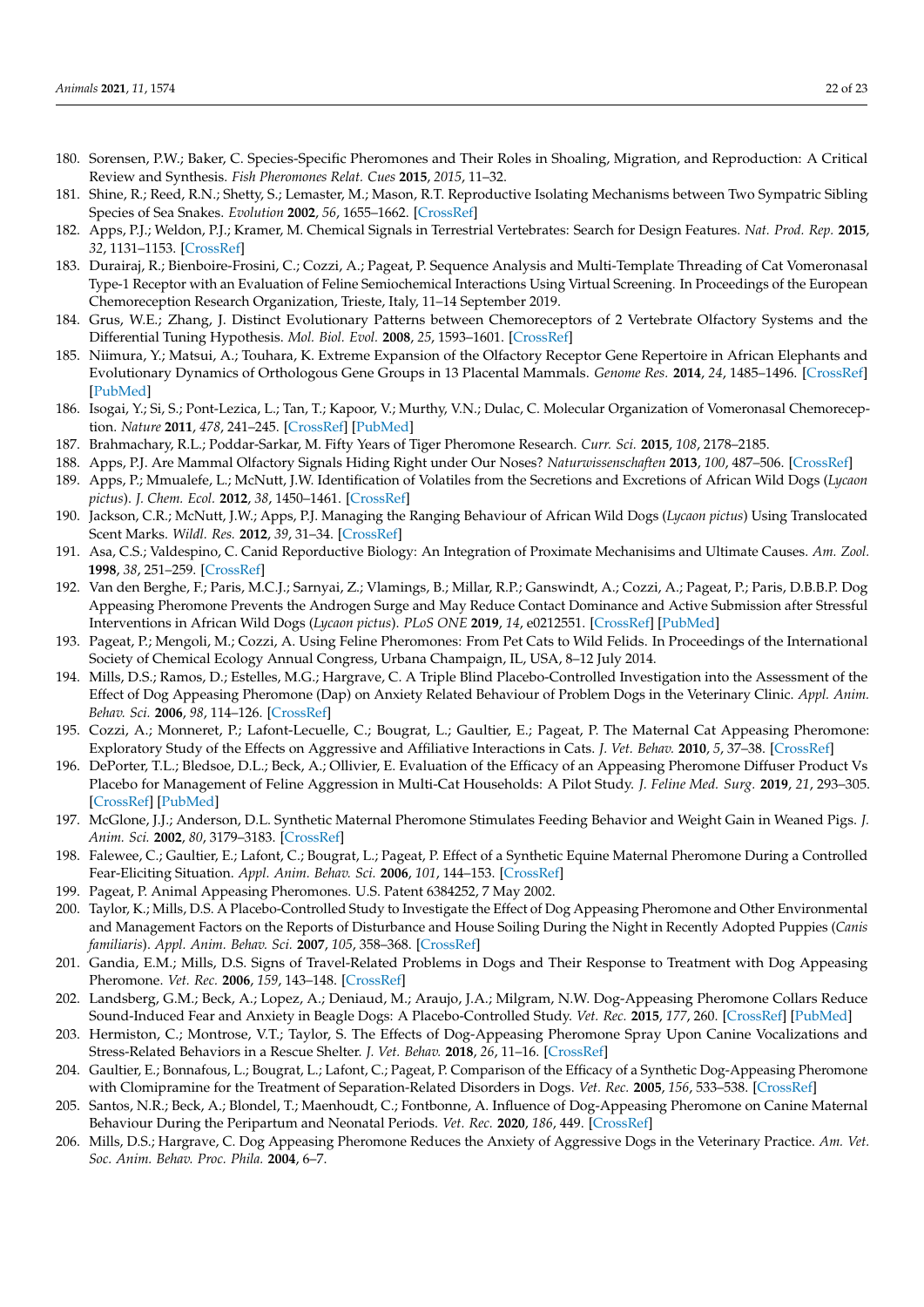180. Sorensen, P.W.; Baker, C. Species-Specific Pheromones and Their Roles in Shoaling, Migration, and Reproduction: A Critical Review and Synthesis. *Fish Pheromones Relat. Cues* **2015**, *2015*, 11–32.
181. Shine, R.; Reed, R.N.; Shetty, S.; Lemaster, M.; Mason, R.T. Reproductive Isolating Mechanisms between Two Sympatric Sibling Species of Sea Snakes. *Evolution* **2002**, *56*, 1655–1662. [CrossRef]
182. Apps, P.J.; Weldon, P.J.; Kramer, M. Chemical Signals in Terrestrial Vertebrates: Search for Design Features. *Nat. Prod. Rep.* **2015**, *32*, 1131–1153. [CrossRef]
183. Durairaj, R.; Bienboire-Frosini, C.; Cozzi, A.; Pageat, P. Sequence Analysis and Multi-Template Threading of Cat Vomeronasal Type-1 Receptor with an Evaluation of Feline Semiochemical Interactions Using Virtual Screening. In Proceedings of the European Chemoreception Research Organization, Trieste, Italy, 11–14 September 2019.
184. Grus, W.E.; Zhang, J. Distinct Evolutionary Patterns between Chemoreceptors of 2 Vertebrate Olfactory Systems and the Differential Tuning Hypothesis. *Mol. Biol. Evol.* **2008**, *25*, 1593–1601. [CrossRef]
185. Niimura, Y.; Matsui, A.; Touhara, K. Extreme Expansion of the Olfactory Receptor Gene Repertoire in African Elephants and Evolutionary Dynamics of Orthologous Gene Groups in 13 Placental Mammals. *Genome Res.* **2014**, *24*, 1485–1496. [CrossRef] [PubMed]
186. Isogai, Y.; Si, S.; Pont-Lezica, L.; Tan, T.; Kapoor, V.; Murthy, V.N.; Dulac, C. Molecular Organization of Vomeronasal Chemoreception. *Nature* **2011**, *478*, 241–245. [CrossRef] [PubMed]
187. Brahmachary, R.L.; Poddar-Sarkar, M. Fifty Years of Tiger Pheromone Research. *Curr. Sci.* **2015**, *108*, 2178–2185.
188. Apps, P.J. Are Mammal Olfactory Signals Hiding Right under Our Noses? *Naturwissenschaften* **2013**, *100*, 487–506. [CrossRef]
189. Apps, P.; Mmualefe, L.; McNutt, J.W. Identification of Volatiles from the Secretions and Excretions of African Wild Dogs (*Lycaon pictus*). *J. Chem. Ecol.* **2012**, *38*, 1450–1461. [CrossRef]
190. Jackson, C.R.; McNutt, J.W.; Apps, P.J. Managing the Ranging Behaviour of African Wild Dogs (*Lycaon pictus*) Using Translocated Scent Marks. *Wildl. Res.* **2012**, *39*, 31–34. [CrossRef]
191. Asa, C.S.; Valdespino, C. Canid Reproductive Biology: An Integration of Proximate Mechanisims and Ultimate Causes. *Am. Zool.* **1998**, *38*, 251–259. [CrossRef]
192. Van den Berghe, F.; Paris, M.C.J.; Sarnyai, Z.; Vlamings, B.; Millar, R.P.; Ganswindt, A.; Cozzi, A.; Pageat, P.; Paris, D.B.B.P. Dog Appeasing Pheromone Prevents the Androgen Surge and May Reduce Contact Dominance and Active Submission after Stressful Interventions in African Wild Dogs (*Lycaon pictus*). *PLoS ONE* **2019**, *14*, e0212551. [CrossRef] [PubMed]
193. Pageat, P.; Mengoli, M.; Cozzi, A. Using Feline Pheromones: From Pet Cats to Wild Felids. In Proceedings of the International Society of Chemical Ecology Annual Congress, Urbana Champaign, IL, USA, 8–12 July 2014.
194. Mills, D.S.; Ramos, D.; Estelles, M.G.; Hargrave, C. A Triple Blind Placebo-Controlled Investigation into the Assessment of the Effect of Dog Appeasing Pheromone (Dap) on Anxiety Related Behaviour of Problem Dogs in the Veterinary Clinic. *Appl. Anim. Behav. Sci.* **2006**, *98*, 114–126. [CrossRef]
195. Cozzi, A.; Monneret, P.; Lafont-Lecuelle, C.; Bougrat, L.; Gaultier, E.; Pageat, P. The Maternal Cat Appeasing Pheromone: Exploratory Study of the Effects on Aggressive and Affiliative Interactions in Cats. *J. Vet. Behav.* **2010**, *5*, 37–38. [CrossRef]
196. DePorter, T.L.; Bledsoe, D.L.; Beck, A.; Ollivier, E. Evaluation of the Efficacy of an Appeasing Pheromone Diffuser Product Vs Placebo for Management of Feline Aggression in Multi-Cat Households: A Pilot Study. *J. Feline Med. Surg.* **2019**, *21*, 293–305. [CrossRef] [PubMed]
197. McGlone, J.J.; Anderson, D.L. Synthetic Maternal Pheromone Stimulates Feeding Behavior and Weight Gain in Weaned Pigs. *J. Anim. Sci.* **2002**, *80*, 3179–3183. [CrossRef]
198. Falewee, C.; Gaultier, E.; Lafont, C.; Bougrat, L.; Pageat, P. Effect of a Synthetic Equine Maternal Pheromone During a Controlled Fear-Eliciting Situation. *Appl. Anim. Behav. Sci.* **2006**, *101*, 144–153. [CrossRef]
199. Pageat, P. Animal Appeasing Pheromones. U.S. Patent 6384252, 7 May 2002.
200. Taylor, K.; Mills, D.S. A Placebo-Controlled Study to Investigate the Effect of Dog Appeasing Pheromone and Other Environmental and Management Factors on the Reports of Disturbance and House Soiling During the Night in Recently Adopted Puppies (*Canis familiaris*). *Appl. Anim. Behav. Sci.* **2007**, *105*, 358–368. [CrossRef]
201. Gandia, E.M.; Mills, D.S. Signs of Travel-Related Problems in Dogs and Their Response to Treatment with Dog Appeasing Pheromone. *Vet. Rec.* **2006**, *159*, 143–148. [CrossRef]
202. Landsberg, G.M.; Beck, A.; Lopez, A.; Deniaud, M.; Araujo, J.A.; Milgram, N.W. Dog-Appeasing Pheromone Collars Reduce Sound-Induced Fear and Anxiety in Beagle Dogs: A Placebo-Controlled Study. *Vet. Rec.* **2015**, *177*, 260. [CrossRef] [PubMed]
203. Hermiston, C.; Montrose, V.T.; Taylor, S. The Effects of Dog-Appeasing Pheromone Spray Upon Canine Vocalizations and Stress-Related Behaviors in a Rescue Shelter. *J. Vet. Behav.* **2018**, *26*, 11–16. [CrossRef]
204. Gaultier, E.; Bonnafous, L.; Bougrat, L.; Lafont, C.; Pageat, P. Comparison of the Efficacy of a Synthetic Dog-Appeasing Pheromone with Clomipramine for the Treatment of Separation-Related Disorders in Dogs. *Vet. Rec.* **2005**, *156*, 533–538. [CrossRef]
205. Santos, N.R.; Beck, A.; Blondel, T.; Maenhoudt, C.; Fontbonne, A. Influence of Dog-Appeasing Pheromone on Canine Maternal Behaviour During the Peripartum and Neonatal Periods. *Vet. Rec.* **2020**, *186*, 449. [CrossRef]
206. Mills, D.S.; Hargrave, C. Dog Appeasing Pheromone Reduces the Anxiety of Aggressive Dogs in the Veterinary Practice. *Am. Vet. Soc. Anim. Behav. Proc. Phila.* **2004**, *6*, 6–7.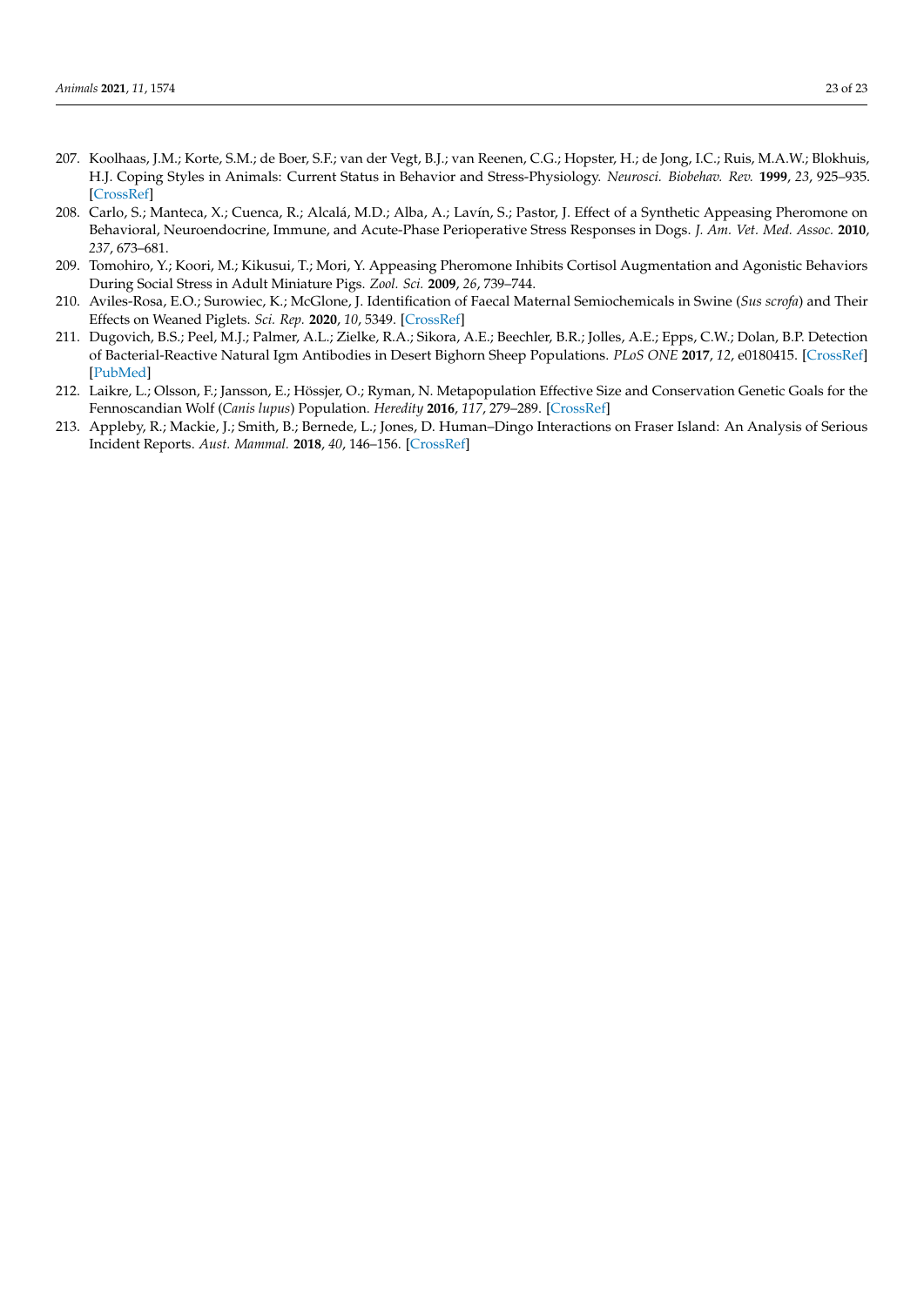207. Koolhaas, J.M.; Korte, S.M.; de Boer, S.F.; van der Vegt, B.J.; van Reenen, C.G.; Hopster, H.; de Jong, I.C.; Ruis, M.A.W.; Blokhuis, H.J. Coping Styles in Animals: Current Status in Behavior and Stress-Physiology. *Neurosci. Biobehav. Rev.* **1999**, *23*, 925–935. [CrossRef]
208. Carlo, S.; Manteca, X.; Cuenca, R.; Alcalá, M.D.; Alba, A.; Lavín, S.; Pastor, J. Effect of a Synthetic Appeasing Pheromone on Behavioral, Neuroendocrine, Immune, and Acute-Phase Perioperative Stress Responses in Dogs. *J. Am. Vet. Med. Assoc.* **2010**, *237*, 673–681.
209. Tomohiro, Y.; Koori, M.; Kikusui, T.; Mori, Y. Appeasing Pheromone Inhibits Cortisol Augmentation and Agonistic Behaviors During Social Stress in Adult Miniature Pigs. *Zool. Sci.* **2009**, *26*, 739–744.
210. Aviles-Rosa, E.O.; Surowiec, K.; McGlone, J. Identification of Faecal Maternal Semiochemicals in Swine (*Sus scrofa*) and Their Effects on Weaned Piglets. *Sci. Rep.* **2020**, *10*, 5349. [CrossRef]
211. Dugovich, B.S.; Peel, M.J.; Palmer, A.L.; Zielke, R.A.; Sikora, A.E.; Beechler, B.R.; Jolles, A.E.; Epps, C.W.; Dolan, B.P. Detection of Bacterial-Reactive Natural Igm Antibodies in Desert Bighorn Sheep Populations. *PLoS ONE* **2017**, *12*, e0180415. [CrossRef] [PubMed]
212. Laikre, L.; Olsson, F.; Jansson, E.; Hössjer, O.; Ryman, N. Metapopulation Effective Size and Conservation Genetic Goals for the Fennoscandian Wolf (*Canis lupus*) Population. *Heredity* **2016**, *117*, 279–289. [CrossRef]
213. Appleby, R.; Mackie, J.; Smith, B.; Bernede, L.; Jones, D. Human–Dingo Interactions on Fraser Island: An Analysis of Serious Incident Reports. *Aust. Mammal.* **2018**, *40*, 146–156. [CrossRef]